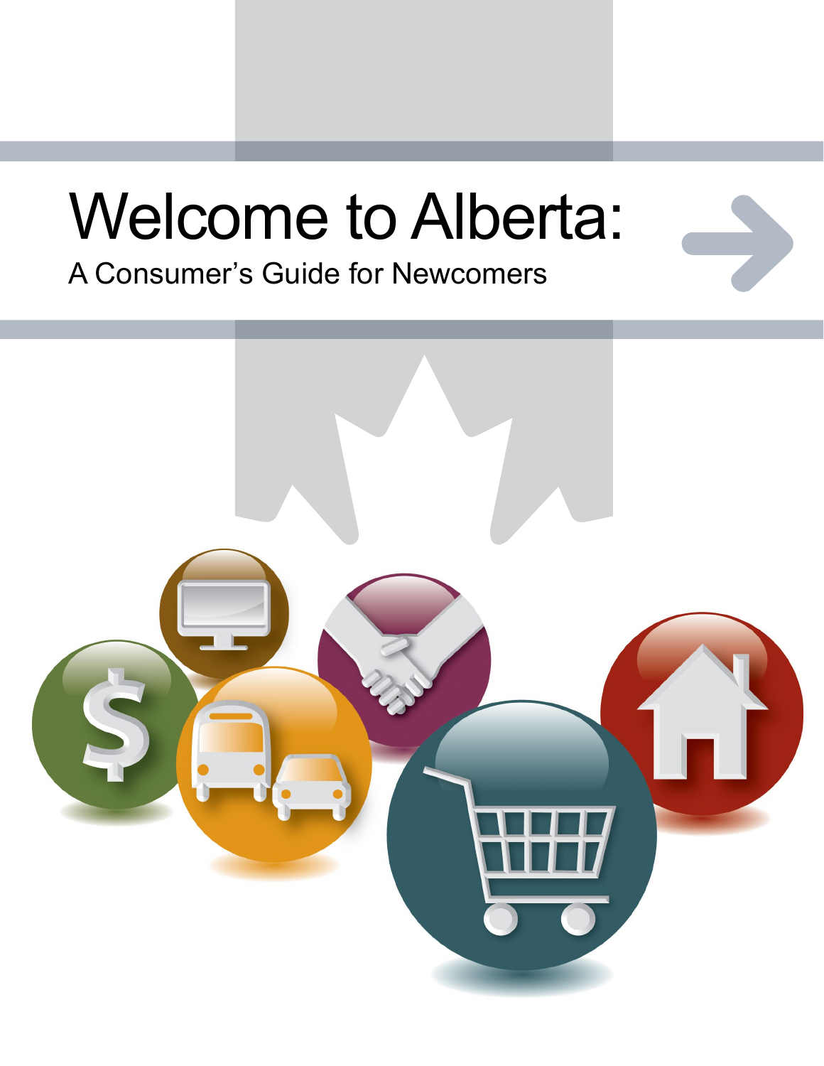# Welcome to Alberta:

## A Consumer's Guide for Newcomers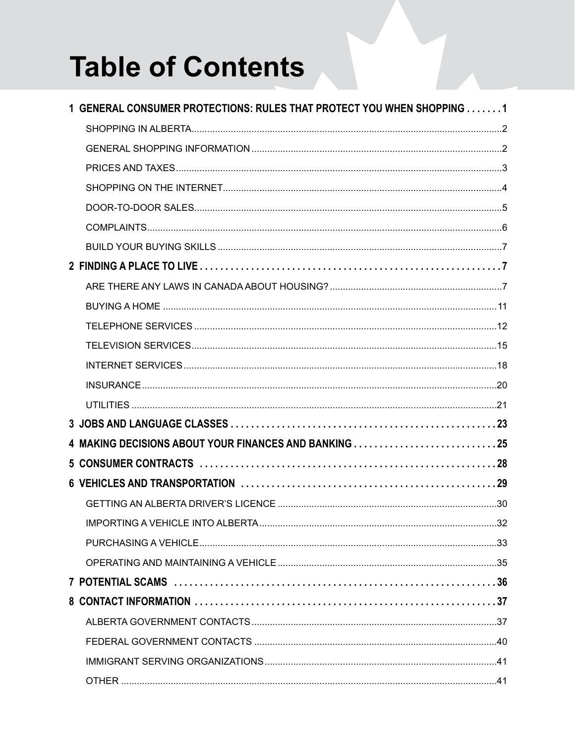# Table of Contents

**1 GENERAL CONSUMER PROTECTIONS: RULES THAT PROTECT YOU WHEN SHOPPING . . . . . . . 1**

- SHOPPING IN ALBERTA .......... 2
- GENERAL SHOPPING INFORMATION .......... 2
- PRICES AND TAXES .......... 3
- SHOPPING ON THE INTERNET .......... 4
- DOOR-TO-DOOR SALES .......... 5
- COMPLAINTS .......... 6
- BUILD YOUR BUYING SKILLS .......... 7

**2 FINDING A PLACE TO LIVE . . . . . . . 7**

- ARE THERE ANY LAWS IN CANADA ABOUT HOUSING? .......... 7
- BUYING A HOME .......... 11
- TELEPHONE SERVICES .......... 12
- TELEVISION SERVICES .......... 15
- INTERNET SERVICES .......... 18
- INSURANCE .......... 20
- UTILITIES .......... 21

**3 JOBS AND LANGUAGE CLASSES . . . . . . . 23**

**4 MAKING DECISIONS ABOUT YOUR FINANCES AND BANKING . . . . . . . 25**

**5 CONSUMER CONTRACTS . . . . . . . 28**

**6 VEHICLES AND TRANSPORTATION . . . . . . . 29**

- GETTING AN ALBERTA DRIVER'S LICENCE .......... 30
- IMPORTING A VEHICLE INTO ALBERTA .......... 32
- PURCHASING A VEHICLE .......... 33
- OPERATING AND MAINTAINING A VEHICLE .......... 35

**7 POTENTIAL SCAMS . . . . . . . 36**

**8 CONTACT INFORMATION . . . . . . . 37**

- ALBERTA GOVERNMENT CONTACTS .......... 37
- FEDERAL GOVERNMENT CONTACTS .......... 40
- IMMIGRANT SERVING ORGANIZATIONS .......... 41
- OTHER .......... 41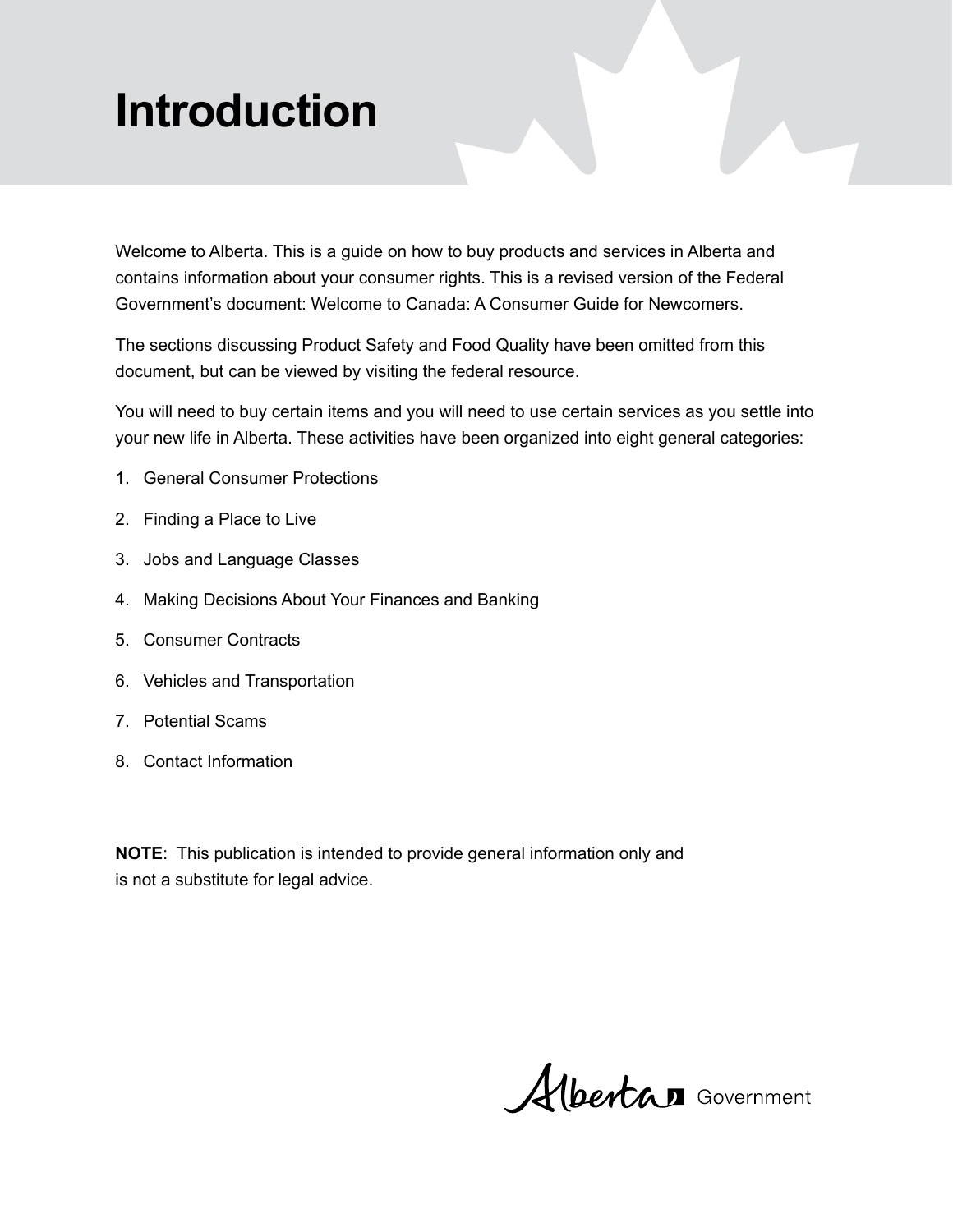# Introduction

Welcome to Alberta. This is a guide on how to buy products and services in Alberta and contains information about your consumer rights. This is a revised version of the Federal Government's document: Welcome to Canada: A Consumer Guide for Newcomers.

The sections discussing Product Safety and Food Quality have been omitted from this document, but can be viewed by visiting the federal resource.

You will need to buy certain items and you will need to use certain services as you settle into your new life in Alberta. These activities have been organized into eight general categories:

1. General Consumer Protections
2. Finding a Place to Live
3. Jobs and Language Classes
4. Making Decisions About Your Finances and Banking
5. Consumer Contracts
6. Vehicles and Transportation
7. Potential Scams
8. Contact Information

**NOTE**: This publication is intended to provide general information only and is not a substitute for legal advice.

Alberta Government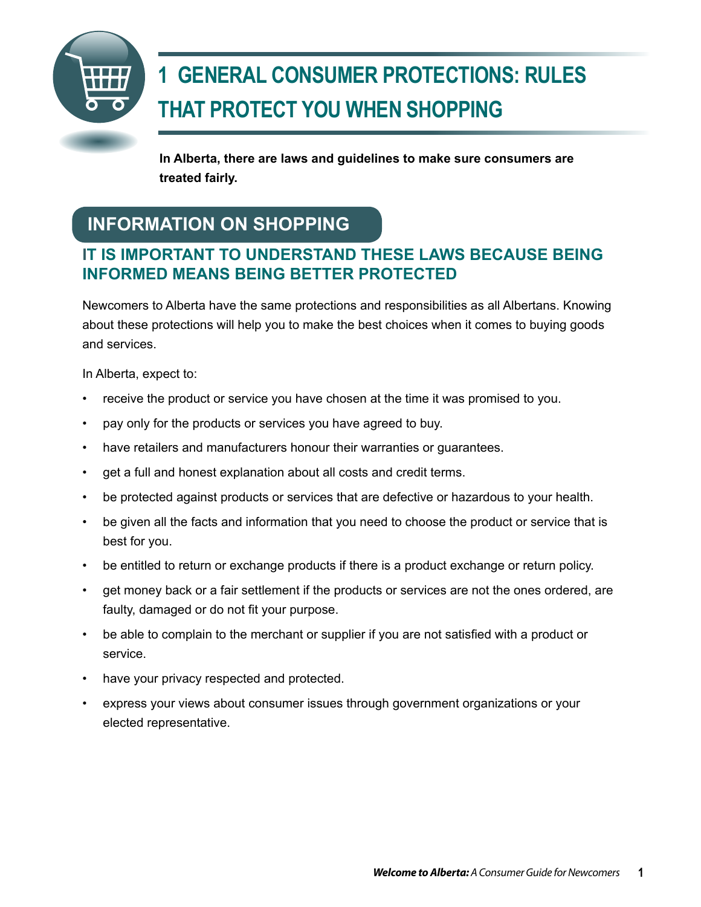# 1 GENERAL CONSUMER PROTECTIONS: RULES THAT PROTECT YOU WHEN SHOPPING

**In Alberta, there are laws and guidelines to make sure consumers are treated fairly.**

## INFORMATION ON SHOPPING

### IT IS IMPORTANT TO UNDERSTAND THESE LAWS BECAUSE BEING INFORMED MEANS BEING BETTER PROTECTED

Newcomers to Alberta have the same protections and responsibilities as all Albertans. Knowing about these protections will help you to make the best choices when it comes to buying goods and services.

In Alberta, expect to:

- receive the product or service you have chosen at the time it was promised to you.
- pay only for the products or services you have agreed to buy.
- have retailers and manufacturers honour their warranties or guarantees.
- get a full and honest explanation about all costs and credit terms.
- be protected against products or services that are defective or hazardous to your health.
- be given all the facts and information that you need to choose the product or service that is best for you.
- be entitled to return or exchange products if there is a product exchange or return policy.
- get money back or a fair settlement if the products or services are not the ones ordered, are faulty, damaged or do not fit your purpose.
- be able to complain to the merchant or supplier if you are not satisfied with a product or service.
- have your privacy respected and protected.
- express your views about consumer issues through government organizations or your elected representative.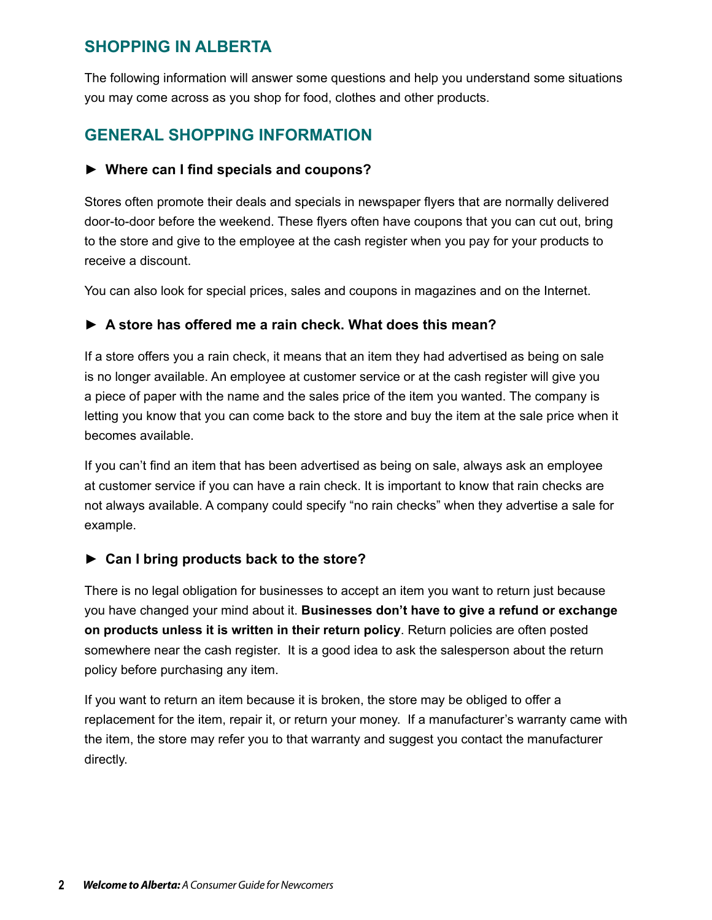## SHOPPING IN ALBERTA

The following information will answer some questions and help you understand some situations you may come across as you shop for food, clothes and other products.

## GENERAL SHOPPING INFORMATION

### ► Where can I find specials and coupons?

Stores often promote their deals and specials in newspaper flyers that are normally delivered door-to-door before the weekend. These flyers often have coupons that you can cut out, bring to the store and give to the employee at the cash register when you pay for your products to receive a discount.

You can also look for special prices, sales and coupons in magazines and on the Internet.

### ► A store has offered me a rain check. What does this mean?

If a store offers you a rain check, it means that an item they had advertised as being on sale is no longer available. An employee at customer service or at the cash register will give you a piece of paper with the name and the sales price of the item you wanted. The company is letting you know that you can come back to the store and buy the item at the sale price when it becomes available.

If you can't find an item that has been advertised as being on sale, always ask an employee at customer service if you can have a rain check. It is important to know that rain checks are not always available. A company could specify "no rain checks" when they advertise a sale for example.

### ► Can I bring products back to the store?

There is no legal obligation for businesses to accept an item you want to return just because you have changed your mind about it. **Businesses don't have to give a refund or exchange on products unless it is written in their return policy**. Return policies are often posted somewhere near the cash register. It is a good idea to ask the salesperson about the return policy before purchasing any item.

If you want to return an item because it is broken, the store may be obliged to offer a replacement for the item, repair it, or return your money. If a manufacturer's warranty came with the item, the store may refer you to that warranty and suggest you contact the manufacturer directly.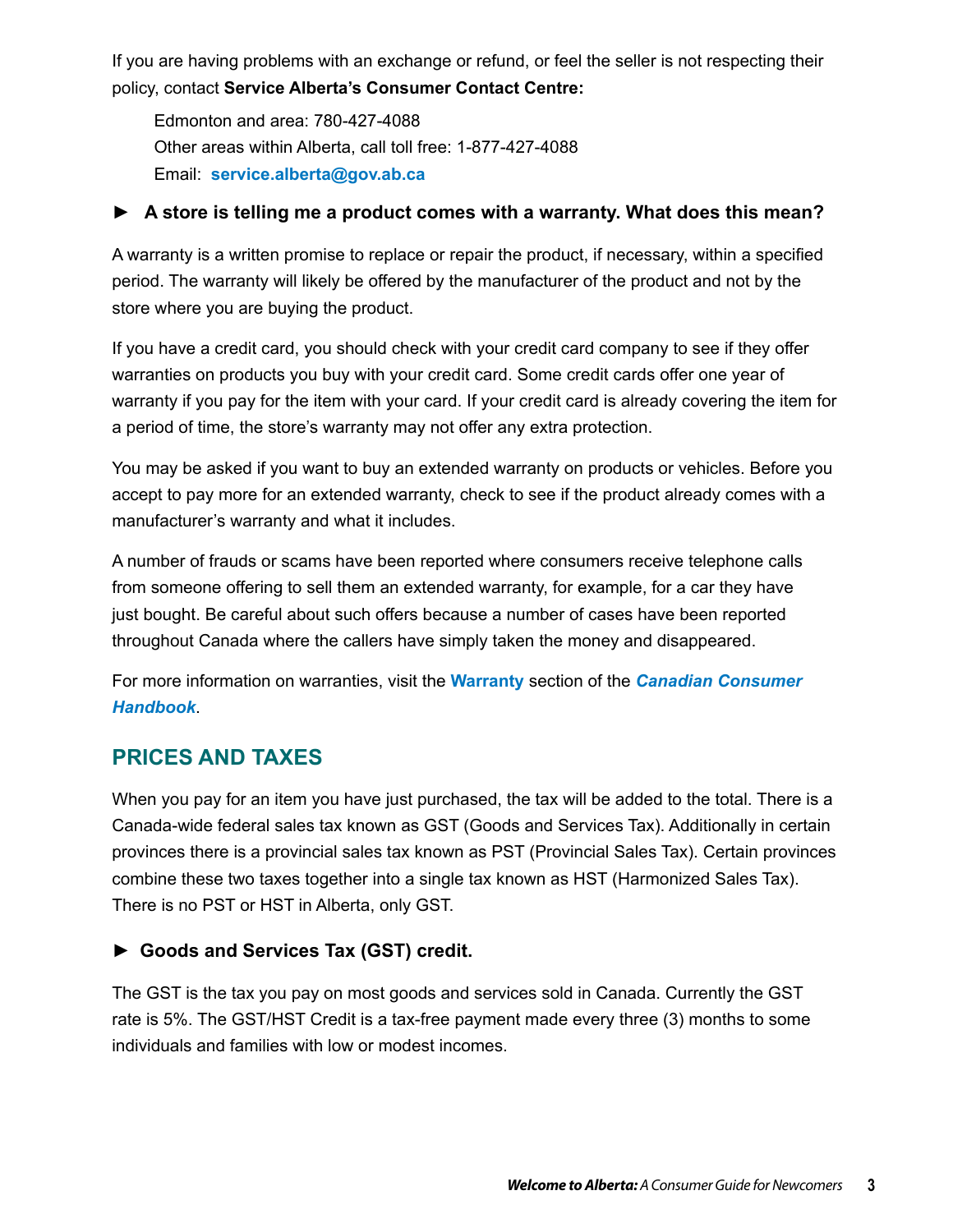If you are having problems with an exchange or refund, or feel the seller is not respecting their policy, contact **Service Alberta's Consumer Contact Centre:**

Edmonton and area: 780-427-4088
Other areas within Alberta, call toll free: 1-877-427-4088
Email: **service.alberta@gov.ab.ca**

### ► A store is telling me a product comes with a warranty. What does this mean?

A warranty is a written promise to replace or repair the product, if necessary, within a specified period. The warranty will likely be offered by the manufacturer of the product and not by the store where you are buying the product.

If you have a credit card, you should check with your credit card company to see if they offer warranties on products you buy with your credit card. Some credit cards offer one year of warranty if you pay for the item with your card. If your credit card is already covering the item for a period of time, the store's warranty may not offer any extra protection.

You may be asked if you want to buy an extended warranty on products or vehicles. Before you accept to pay more for an extended warranty, check to see if the product already comes with a manufacturer's warranty and what it includes.

A number of frauds or scams have been reported where consumers receive telephone calls from someone offering to sell them an extended warranty, for example, for a car they have just bought. Be careful about such offers because a number of cases have been reported throughout Canada where the callers have simply taken the money and disappeared.

For more information on warranties, visit the **Warranty** section of the ***Canadian Consumer Handbook***.

## PRICES AND TAXES

When you pay for an item you have just purchased, the tax will be added to the total. There is a Canada-wide federal sales tax known as GST (Goods and Services Tax). Additionally in certain provinces there is a provincial sales tax known as PST (Provincial Sales Tax). Certain provinces combine these two taxes together into a single tax known as HST (Harmonized Sales Tax). There is no PST or HST in Alberta, only GST.

### ► Goods and Services Tax (GST) credit.

The GST is the tax you pay on most goods and services sold in Canada. Currently the GST rate is 5%. The GST/HST Credit is a tax-free payment made every three (3) months to some individuals and families with low or modest incomes.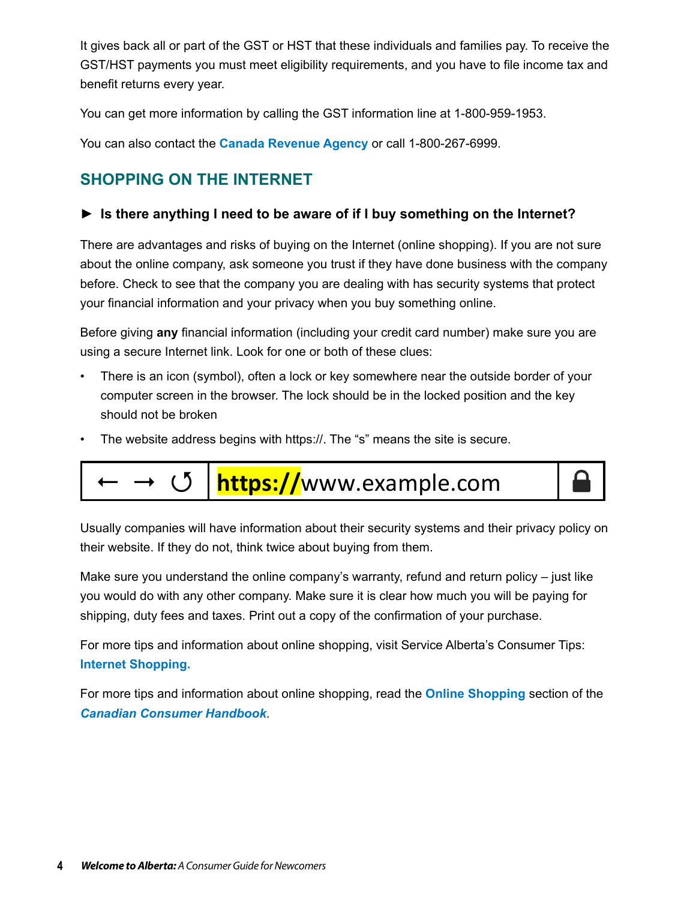It gives back all or part of the GST or HST that these individuals and families pay. To receive the GST/HST payments you must meet eligibility requirements, and you have to file income tax and benefit returns every year.

You can get more information by calling the GST information line at 1-800-959-1953.

You can also contact the **Canada Revenue Agency** or call 1-800-267-6999.

## SHOPPING ON THE INTERNET

### ► Is there anything I need to be aware of if I buy something on the Internet?

There are advantages and risks of buying on the Internet (online shopping). If you are not sure about the online company, ask someone you trust if they have done business with the company before. Check to see that the company you are dealing with has security systems that protect your financial information and your privacy when you buy something online.

Before giving **any** financial information (including your credit card number) make sure you are using a secure Internet link. Look for one or both of these clues:

- There is an icon (symbol), often a lock or key somewhere near the outside border of your computer screen in the browser. The lock should be in the locked position and the key should not be broken
- The website address begins with https://. The "s" means the site is secure.

← → ↺ | **https://**www.example.com | 🔒

Usually companies will have information about their security systems and their privacy policy on their website. If they do not, think twice about buying from them.

Make sure you understand the online company's warranty, refund and return policy – just like you would do with any other company. Make sure it is clear how much you will be paying for shipping, duty fees and taxes. Print out a copy of the confirmation of your purchase.

For more tips and information about online shopping, visit Service Alberta's Consumer Tips: **Internet Shopping.**

For more tips and information about online shopping, read the **Online Shopping** section of the ***Canadian Consumer Handbook***.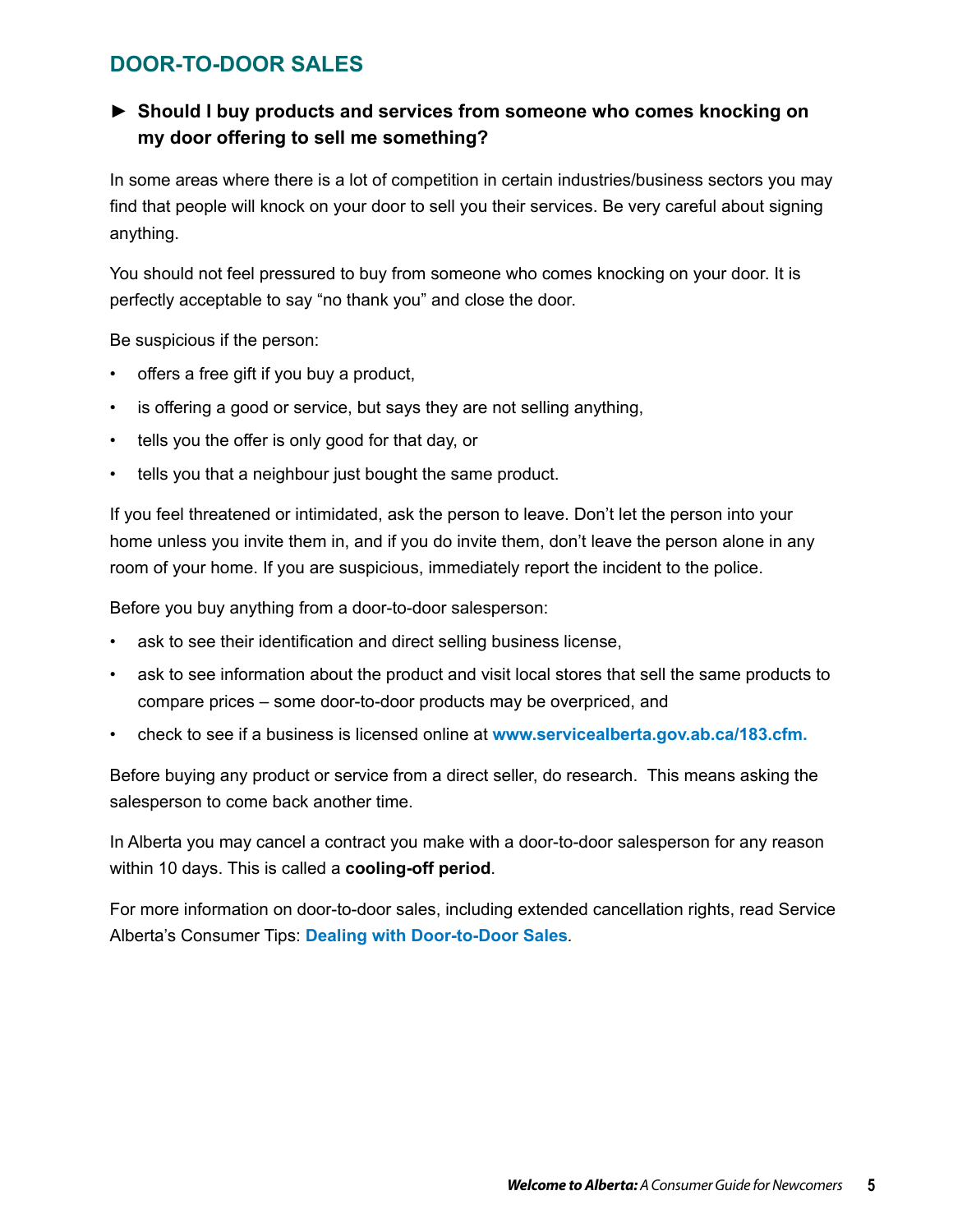## DOOR-TO-DOOR SALES

### ► Should I buy products and services from someone who comes knocking on my door offering to sell me something?

In some areas where there is a lot of competition in certain industries/business sectors you may find that people will knock on your door to sell you their services. Be very careful about signing anything.

You should not feel pressured to buy from someone who comes knocking on your door. It is perfectly acceptable to say “no thank you” and close the door.

Be suspicious if the person:

- offers a free gift if you buy a product,
- is offering a good or service, but says they are not selling anything,
- tells you the offer is only good for that day, or
- tells you that a neighbour just bought the same product.

If you feel threatened or intimidated, ask the person to leave. Don’t let the person into your home unless you invite them in, and if you do invite them, don’t leave the person alone in any room of your home. If you are suspicious, immediately report the incident to the police.

Before you buy anything from a door-to-door salesperson:

- ask to see their identification and direct selling business license,
- ask to see information about the product and visit local stores that sell the same products to compare prices – some door-to-door products may be overpriced, and
- check to see if a business is licensed online at **www.servicealberta.gov.ab.ca/183.cfm.**

Before buying any product or service from a direct seller, do research. This means asking the salesperson to come back another time.

In Alberta you may cancel a contract you make with a door-to-door salesperson for any reason within 10 days. This is called a **cooling-off period**.

For more information on door-to-door sales, including extended cancellation rights, read Service Alberta’s Consumer Tips: **Dealing with Door-to-Door Sales**.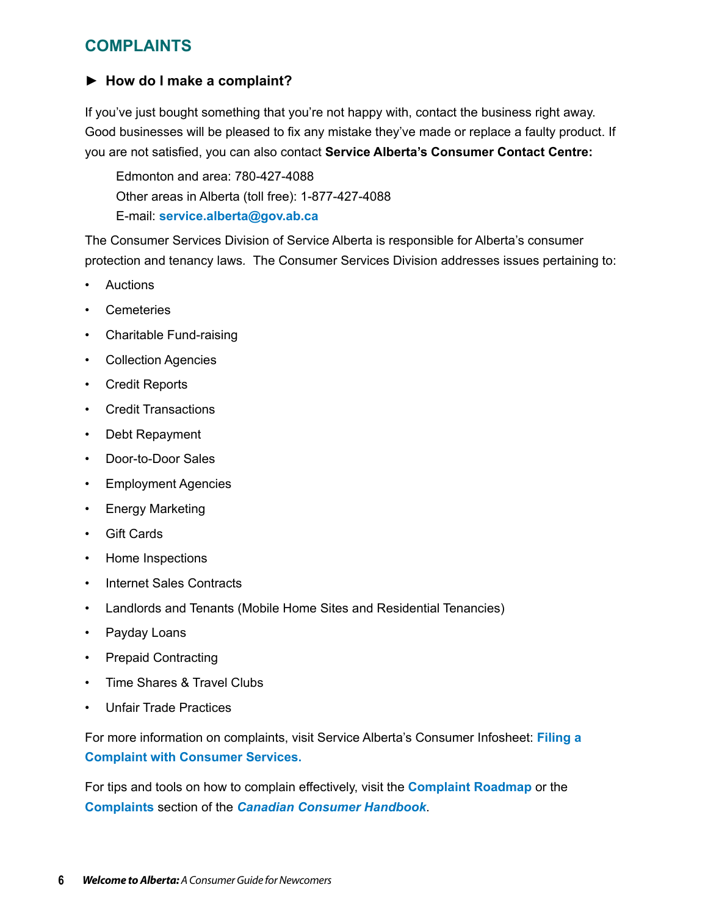## COMPLAINTS

### ► How do I make a complaint?

If you've just bought something that you're not happy with, contact the business right away. Good businesses will be pleased to fix any mistake they've made or replace a faulty product. If you are not satisfied, you can also contact **Service Alberta's Consumer Contact Centre:**

Edmonton and area: 780-427-4088
Other areas in Alberta (toll free): 1-877-427-4088
E-mail: **service.alberta@gov.ab.ca**

The Consumer Services Division of Service Alberta is responsible for Alberta's consumer protection and tenancy laws. The Consumer Services Division addresses issues pertaining to:

- Auctions
- Cemeteries
- Charitable Fund-raising
- Collection Agencies
- Credit Reports
- Credit Transactions
- Debt Repayment
- Door-to-Door Sales
- Employment Agencies
- Energy Marketing
- Gift Cards
- Home Inspections
- Internet Sales Contracts
- Landlords and Tenants (Mobile Home Sites and Residential Tenancies)
- Payday Loans
- Prepaid Contracting
- Time Shares & Travel Clubs
- Unfair Trade Practices

For more information on complaints, visit Service Alberta's Consumer Infosheet: **Filing a Complaint with Consumer Services.**

For tips and tools on how to complain effectively, visit the **Complaint Roadmap** or the **Complaints** section of the ***Canadian Consumer Handbook***.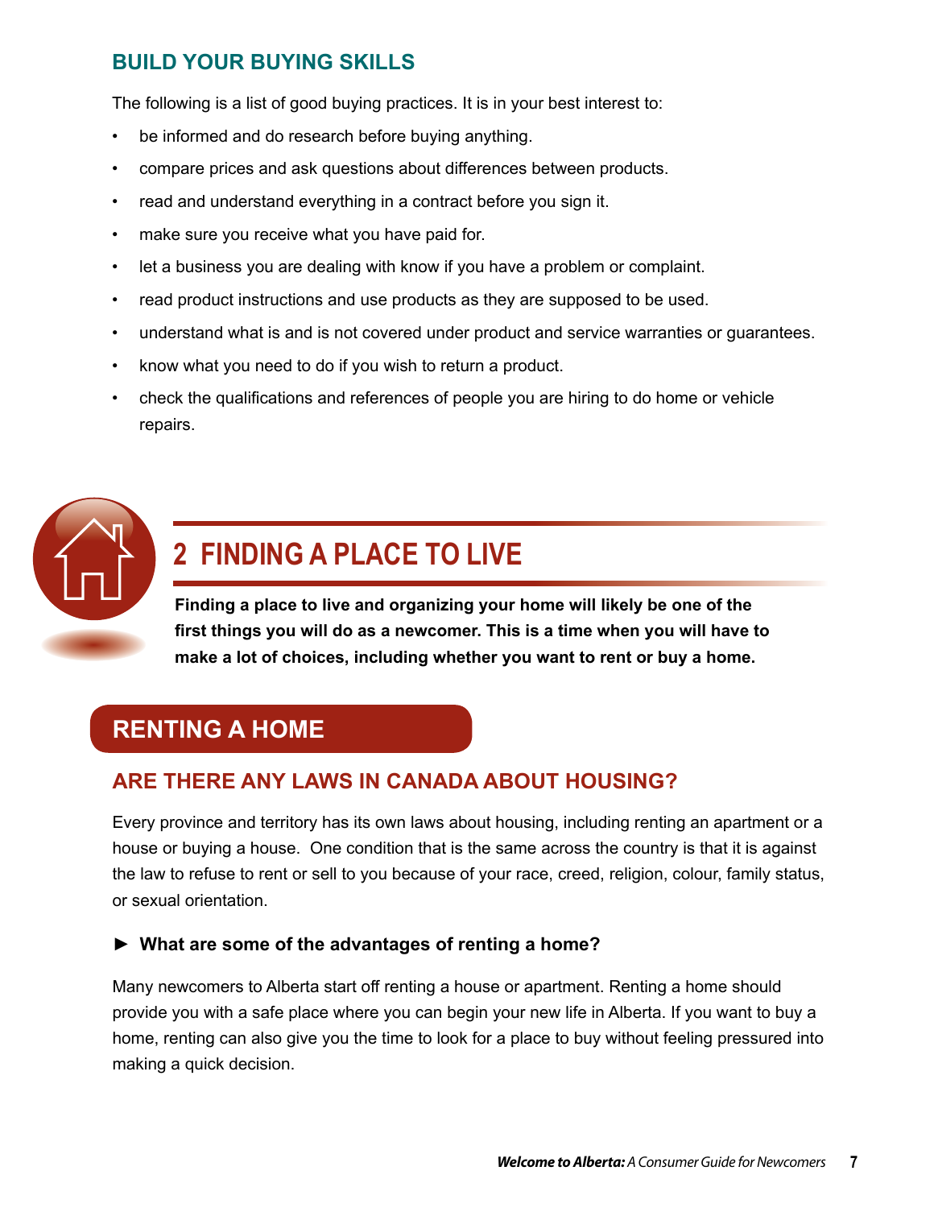### BUILD YOUR BUYING SKILLS

The following is a list of good buying practices. It is in your best interest to:

- be informed and do research before buying anything.
- compare prices and ask questions about differences between products.
- read and understand everything in a contract before you sign it.
- make sure you receive what you have paid for.
- let a business you are dealing with know if you have a problem or complaint.
- read product instructions and use products as they are supposed to be used.
- understand what is and is not covered under product and service warranties or guarantees.
- know what you need to do if you wish to return a product.
- check the qualifications and references of people you are hiring to do home or vehicle repairs.

# 2 FINDING A PLACE TO LIVE

**Finding a place to live and organizing your home will likely be one of the first things you will do as a newcomer. This is a time when you will have to make a lot of choices, including whether you want to rent or buy a home.**

## RENTING A HOME

### ARE THERE ANY LAWS IN CANADA ABOUT HOUSING?

Every province and territory has its own laws about housing, including renting an apartment or a house or buying a house. One condition that is the same across the country is that it is against the law to refuse to rent or sell to you because of your race, creed, religion, colour, family status, or sexual orientation.

**► What are some of the advantages of renting a home?**

Many newcomers to Alberta start off renting a house or apartment. Renting a home should provide you with a safe place where you can begin your new life in Alberta. If you want to buy a home, renting can also give you the time to look for a place to buy without feeling pressured into making a quick decision.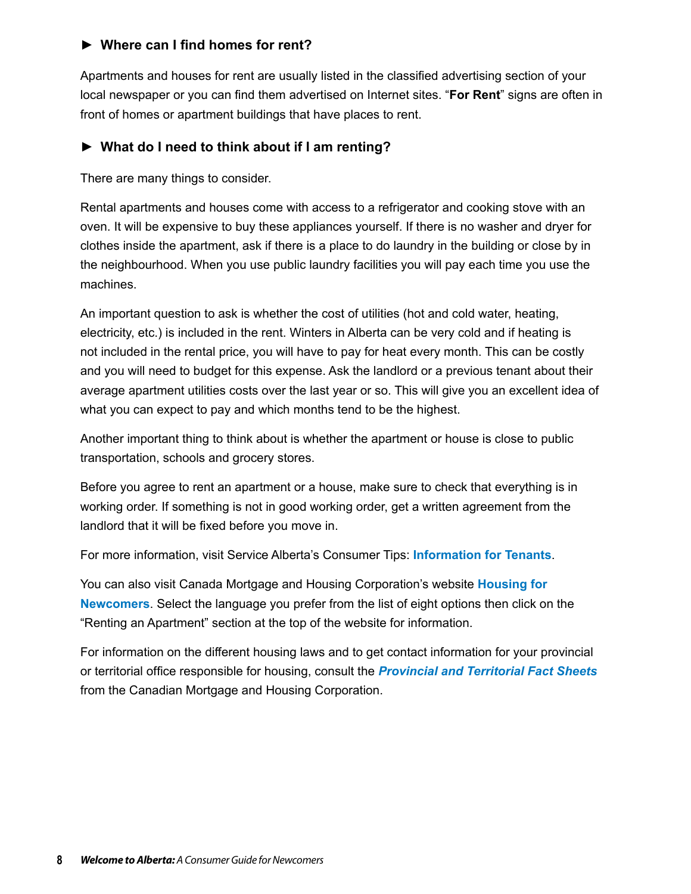### ► Where can I find homes for rent?

Apartments and houses for rent are usually listed in the classified advertising section of your local newspaper or you can find them advertised on Internet sites. "**For Rent**" signs are often in front of homes or apartment buildings that have places to rent.

### ► What do I need to think about if I am renting?

There are many things to consider.

Rental apartments and houses come with access to a refrigerator and cooking stove with an oven. It will be expensive to buy these appliances yourself. If there is no washer and dryer for clothes inside the apartment, ask if there is a place to do laundry in the building or close by in the neighbourhood. When you use public laundry facilities you will pay each time you use the machines.

An important question to ask is whether the cost of utilities (hot and cold water, heating, electricity, etc.) is included in the rent. Winters in Alberta can be very cold and if heating is not included in the rental price, you will have to pay for heat every month. This can be costly and you will need to budget for this expense. Ask the landlord or a previous tenant about their average apartment utilities costs over the last year or so. This will give you an excellent idea of what you can expect to pay and which months tend to be the highest.

Another important thing to think about is whether the apartment or house is close to public transportation, schools and grocery stores.

Before you agree to rent an apartment or a house, make sure to check that everything is in working order. If something is not in good working order, get a written agreement from the landlord that it will be fixed before you move in.

For more information, visit Service Alberta's Consumer Tips: **Information for Tenants**.

You can also visit Canada Mortgage and Housing Corporation's website **Housing for Newcomers**. Select the language you prefer from the list of eight options then click on the "Renting an Apartment" section at the top of the website for information.

For information on the different housing laws and to get contact information for your provincial or territorial office responsible for housing, consult the ***Provincial and Territorial Fact Sheets*** from the Canadian Mortgage and Housing Corporation.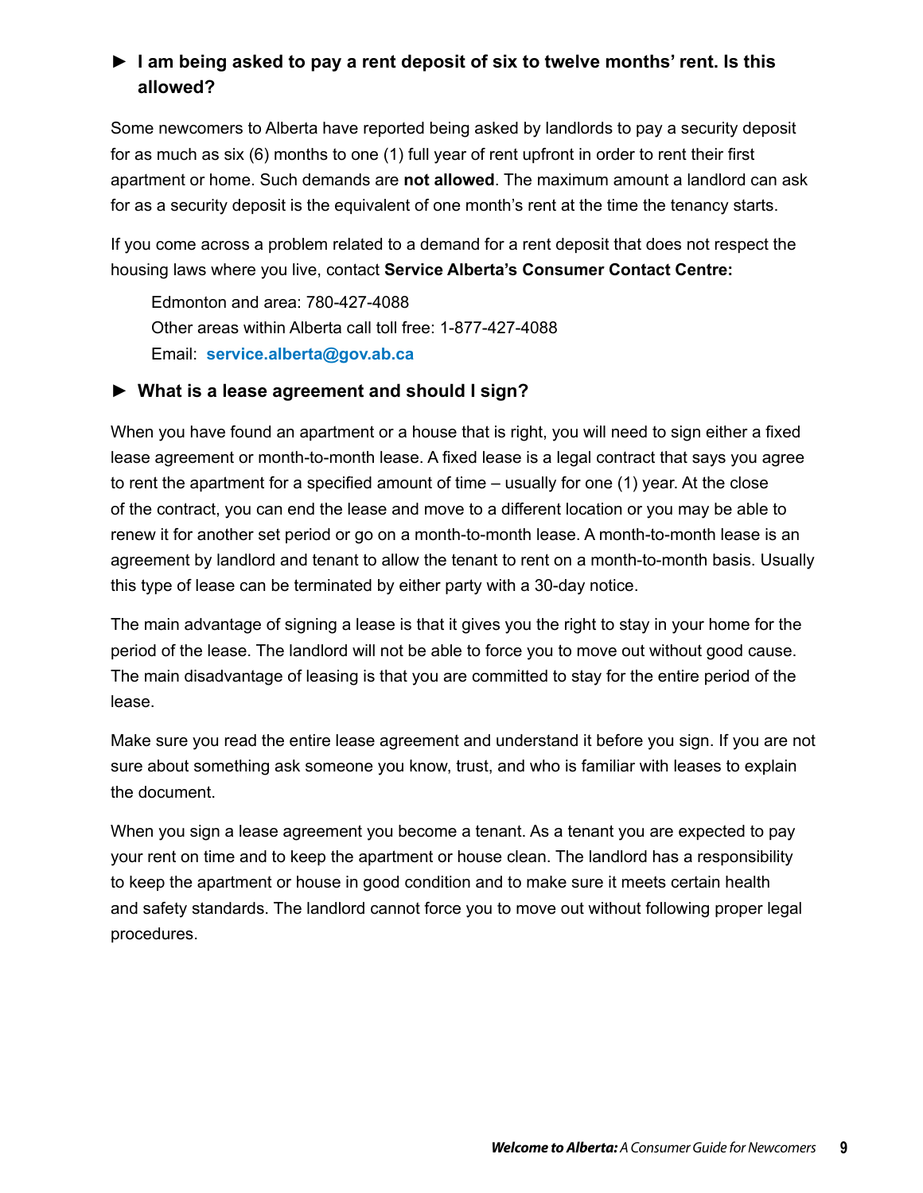### ► I am being asked to pay a rent deposit of six to twelve months' rent. Is this allowed?

Some newcomers to Alberta have reported being asked by landlords to pay a security deposit for as much as six (6) months to one (1) full year of rent upfront in order to rent their first apartment or home. Such demands are **not allowed**. The maximum amount a landlord can ask for as a security deposit is the equivalent of one month's rent at the time the tenancy starts.

If you come across a problem related to a demand for a rent deposit that does not respect the housing laws where you live, contact **Service Alberta's Consumer Contact Centre:**

Edmonton and area: 780-427-4088
Other areas within Alberta call toll free: 1-877-427-4088
Email: **service.alberta@gov.ab.ca**

### ► What is a lease agreement and should I sign?

When you have found an apartment or a house that is right, you will need to sign either a fixed lease agreement or month-to-month lease. A fixed lease is a legal contract that says you agree to rent the apartment for a specified amount of time – usually for one (1) year. At the close of the contract, you can end the lease and move to a different location or you may be able to renew it for another set period or go on a month-to-month lease. A month-to-month lease is an agreement by landlord and tenant to allow the tenant to rent on a month-to-month basis. Usually this type of lease can be terminated by either party with a 30-day notice.

The main advantage of signing a lease is that it gives you the right to stay in your home for the period of the lease. The landlord will not be able to force you to move out without good cause. The main disadvantage of leasing is that you are committed to stay for the entire period of the lease.

Make sure you read the entire lease agreement and understand it before you sign. If you are not sure about something ask someone you know, trust, and who is familiar with leases to explain the document.

When you sign a lease agreement you become a tenant. As a tenant you are expected to pay your rent on time and to keep the apartment or house clean. The landlord has a responsibility to keep the apartment or house in good condition and to make sure it meets certain health and safety standards. The landlord cannot force you to move out without following proper legal procedures.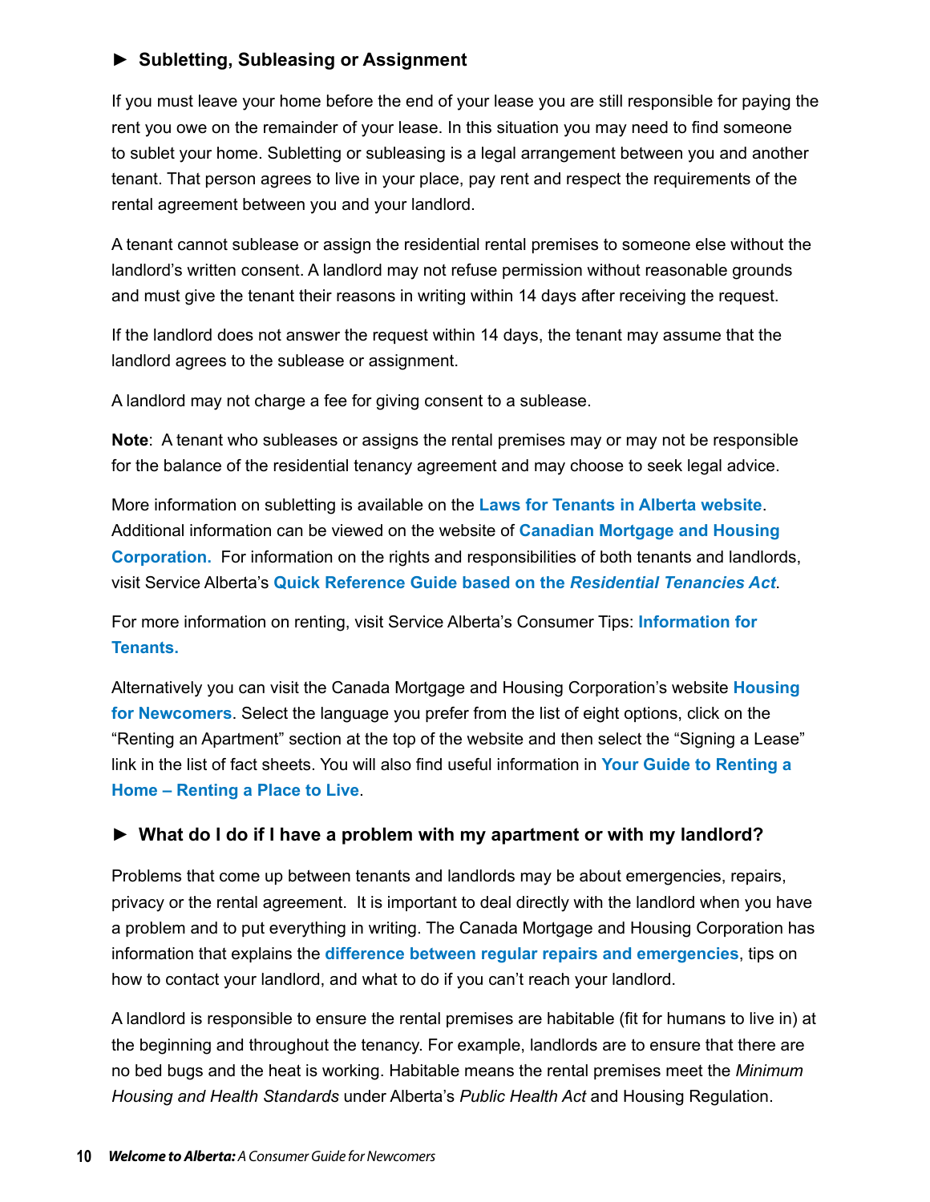### ► Subletting, Subleasing or Assignment

If you must leave your home before the end of your lease you are still responsible for paying the rent you owe on the remainder of your lease. In this situation you may need to find someone to sublet your home. Subletting or subleasing is a legal arrangement between you and another tenant. That person agrees to live in your place, pay rent and respect the requirements of the rental agreement between you and your landlord.

A tenant cannot sublease or assign the residential rental premises to someone else without the landlord's written consent. A landlord may not refuse permission without reasonable grounds and must give the tenant their reasons in writing within 14 days after receiving the request.

If the landlord does not answer the request within 14 days, the tenant may assume that the landlord agrees to the sublease or assignment.

A landlord may not charge a fee for giving consent to a sublease.

**Note**: A tenant who subleases or assigns the rental premises may or may not be responsible for the balance of the residential tenancy agreement and may choose to seek legal advice.

More information on subletting is available on the **Laws for Tenants in Alberta website**. Additional information can be viewed on the website of **Canadian Mortgage and Housing Corporation.** For information on the rights and responsibilities of both tenants and landlords, visit Service Alberta's **Quick Reference Guide based on the *Residential Tenancies Act***.

For more information on renting, visit Service Alberta's Consumer Tips: **Information for Tenants.**

Alternatively you can visit the Canada Mortgage and Housing Corporation's website **Housing for Newcomers**. Select the language you prefer from the list of eight options, click on the "Renting an Apartment" section at the top of the website and then select the "Signing a Lease" link in the list of fact sheets. You will also find useful information in **Your Guide to Renting a Home – Renting a Place to Live**.

### ► What do I do if I have a problem with my apartment or with my landlord?

Problems that come up between tenants and landlords may be about emergencies, repairs, privacy or the rental agreement. It is important to deal directly with the landlord when you have a problem and to put everything in writing. The Canada Mortgage and Housing Corporation has information that explains the **difference between regular repairs and emergencies**, tips on how to contact your landlord, and what to do if you can't reach your landlord.

A landlord is responsible to ensure the rental premises are habitable (fit for humans to live in) at the beginning and throughout the tenancy. For example, landlords are to ensure that there are no bed bugs and the heat is working. Habitable means the rental premises meet the *Minimum Housing and Health Standards* under Alberta's *Public Health Act* and Housing Regulation.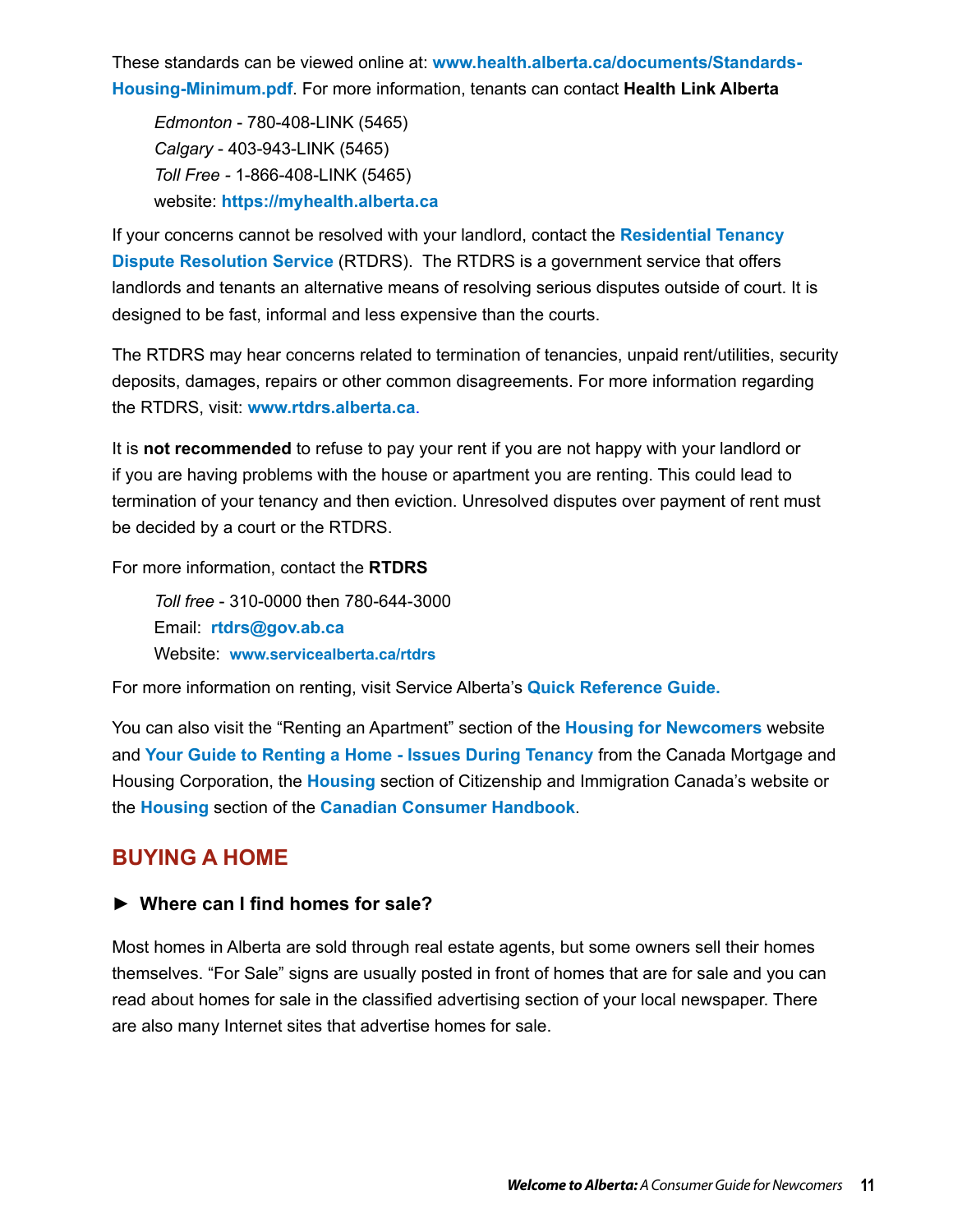These standards can be viewed online at: **www.health.alberta.ca/documents/Standards-Housing-Minimum.pdf**. For more information, tenants can contact **Health Link Alberta**

*Edmonton* - 780-408-LINK (5465)
*Calgary* - 403-943-LINK (5465)
*Toll Free* - 1-866-408-LINK (5465)
website: **https://myhealth.alberta.ca**

If your concerns cannot be resolved with your landlord, contact the **Residential Tenancy Dispute Resolution Service** (RTDRS). The RTDRS is a government service that offers landlords and tenants an alternative means of resolving serious disputes outside of court. It is designed to be fast, informal and less expensive than the courts.

The RTDRS may hear concerns related to termination of tenancies, unpaid rent/utilities, security deposits, damages, repairs or other common disagreements. For more information regarding the RTDRS, visit: **www.rtdrs.alberta.ca**.

It is **not recommended** to refuse to pay your rent if you are not happy with your landlord or if you are having problems with the house or apartment you are renting. This could lead to termination of your tenancy and then eviction. Unresolved disputes over payment of rent must be decided by a court or the RTDRS.

For more information, contact the **RTDRS**

*Toll free* - 310-0000 then 780-644-3000
Email: **rtdrs@gov.ab.ca**
Website: **www.servicealberta.ca/rtdrs**

For more information on renting, visit Service Alberta's **Quick Reference Guide.**

You can also visit the "Renting an Apartment" section of the **Housing for Newcomers** website and **Your Guide to Renting a Home - Issues During Tenancy** from the Canada Mortgage and Housing Corporation, the **Housing** section of Citizenship and Immigration Canada's website or the **Housing** section of the **Canadian Consumer Handbook**.

## BUYING A HOME

### ► Where can I find homes for sale?

Most homes in Alberta are sold through real estate agents, but some owners sell their homes themselves. "For Sale" signs are usually posted in front of homes that are for sale and you can read about homes for sale in the classified advertising section of your local newspaper. There are also many Internet sites that advertise homes for sale.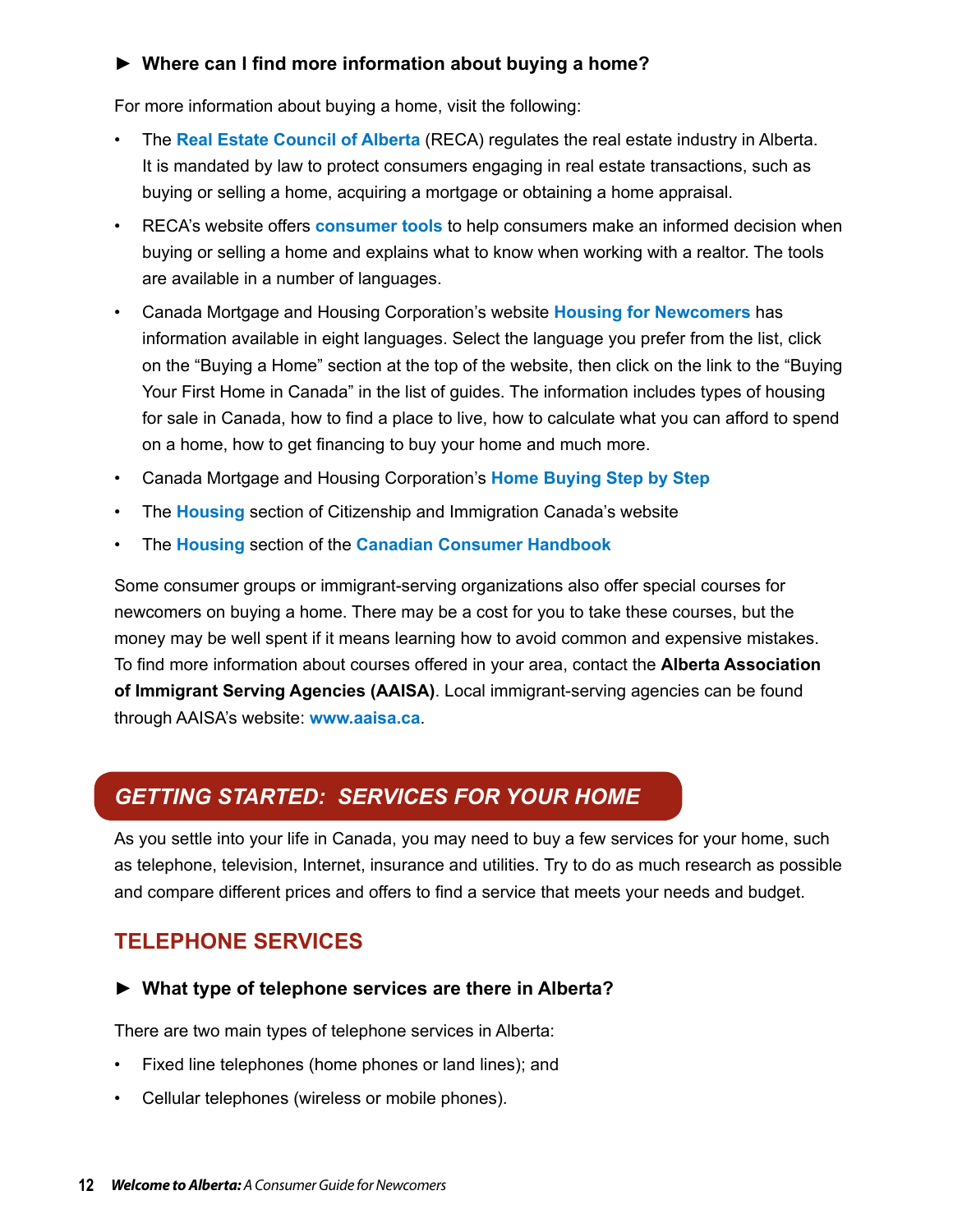### ► Where can I find more information about buying a home?

For more information about buying a home, visit the following:

- The **Real Estate Council of Alberta** (RECA) regulates the real estate industry in Alberta. It is mandated by law to protect consumers engaging in real estate transactions, such as buying or selling a home, acquiring a mortgage or obtaining a home appraisal.
- RECA's website offers **consumer tools** to help consumers make an informed decision when buying or selling a home and explains what to know when working with a realtor. The tools are available in a number of languages.
- Canada Mortgage and Housing Corporation's website **Housing for Newcomers** has information available in eight languages. Select the language you prefer from the list, click on the "Buying a Home" section at the top of the website, then click on the link to the "Buying Your First Home in Canada" in the list of guides. The information includes types of housing for sale in Canada, how to find a place to live, how to calculate what you can afford to spend on a home, how to get financing to buy your home and much more.
- Canada Mortgage and Housing Corporation's **Home Buying Step by Step**
- The **Housing** section of Citizenship and Immigration Canada's website
- The **Housing** section of the **Canadian Consumer Handbook**

Some consumer groups or immigrant-serving organizations also offer special courses for newcomers on buying a home. There may be a cost for you to take these courses, but the money may be well spent if it means learning how to avoid common and expensive mistakes. To find more information about courses offered in your area, contact the **Alberta Association of Immigrant Serving Agencies (AAISA)**. Local immigrant-serving agencies can be found through AAISA's website: **www.aaisa.ca**.

## *GETTING STARTED: SERVICES FOR YOUR HOME*

As you settle into your life in Canada, you may need to buy a few services for your home, such as telephone, television, Internet, insurance and utilities. Try to do as much research as possible and compare different prices and offers to find a service that meets your needs and budget.

## TELEPHONE SERVICES

### ► What type of telephone services are there in Alberta?

There are two main types of telephone services in Alberta:

- Fixed line telephones (home phones or land lines); and
- Cellular telephones (wireless or mobile phones).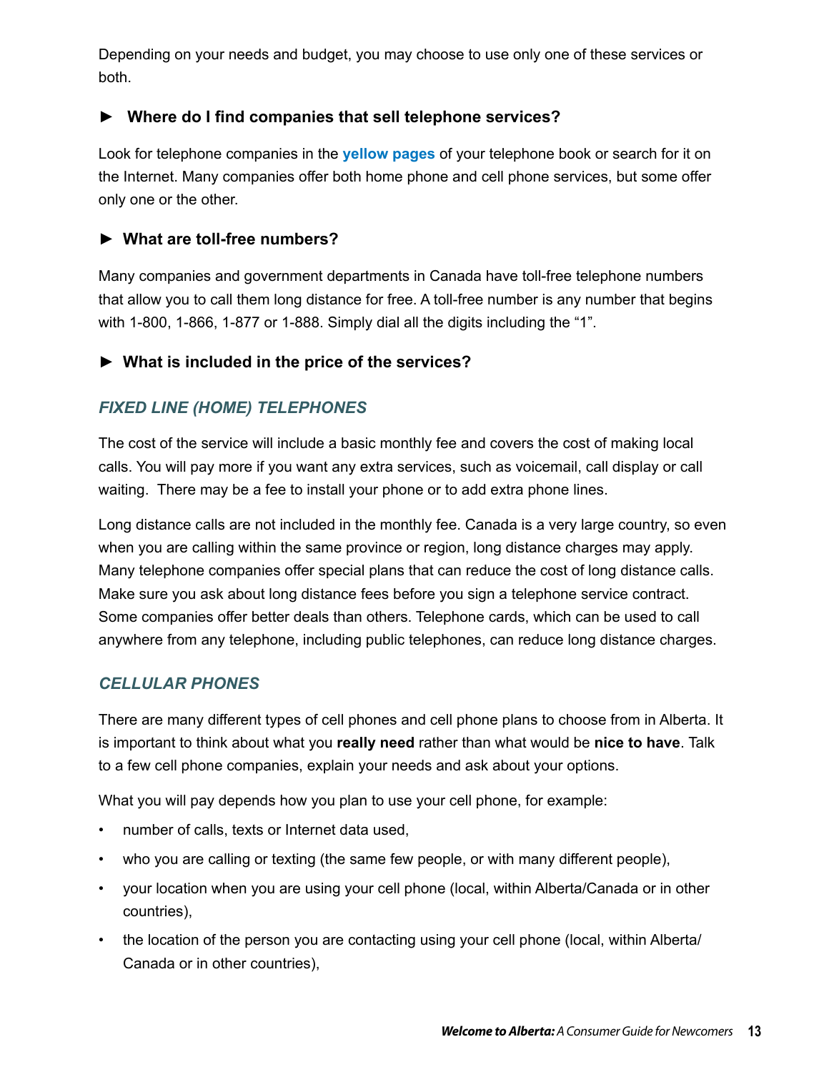Depending on your needs and budget, you may choose to use only one of these services or both.

### ► Where do I find companies that sell telephone services?

Look for telephone companies in the **yellow pages** of your telephone book or search for it on the Internet. Many companies offer both home phone and cell phone services, but some offer only one or the other.

### ► What are toll-free numbers?

Many companies and government departments in Canada have toll-free telephone numbers that allow you to call them long distance for free. A toll-free number is any number that begins with 1-800, 1-866, 1-877 or 1-888. Simply dial all the digits including the "1".

### ► What is included in the price of the services?

#### *FIXED LINE (HOME) TELEPHONES*

The cost of the service will include a basic monthly fee and covers the cost of making local calls. You will pay more if you want any extra services, such as voicemail, call display or call waiting. There may be a fee to install your phone or to add extra phone lines.

Long distance calls are not included in the monthly fee. Canada is a very large country, so even when you are calling within the same province or region, long distance charges may apply. Many telephone companies offer special plans that can reduce the cost of long distance calls. Make sure you ask about long distance fees before you sign a telephone service contract. Some companies offer better deals than others. Telephone cards, which can be used to call anywhere from any telephone, including public telephones, can reduce long distance charges.

#### *CELLULAR PHONES*

There are many different types of cell phones and cell phone plans to choose from in Alberta. It is important to think about what you **really need** rather than what would be **nice to have**. Talk to a few cell phone companies, explain your needs and ask about your options.

What you will pay depends how you plan to use your cell phone, for example:

- number of calls, texts or Internet data used,
- who you are calling or texting (the same few people, or with many different people),
- your location when you are using your cell phone (local, within Alberta/Canada or in other countries),
- the location of the person you are contacting using your cell phone (local, within Alberta/Canada or in other countries),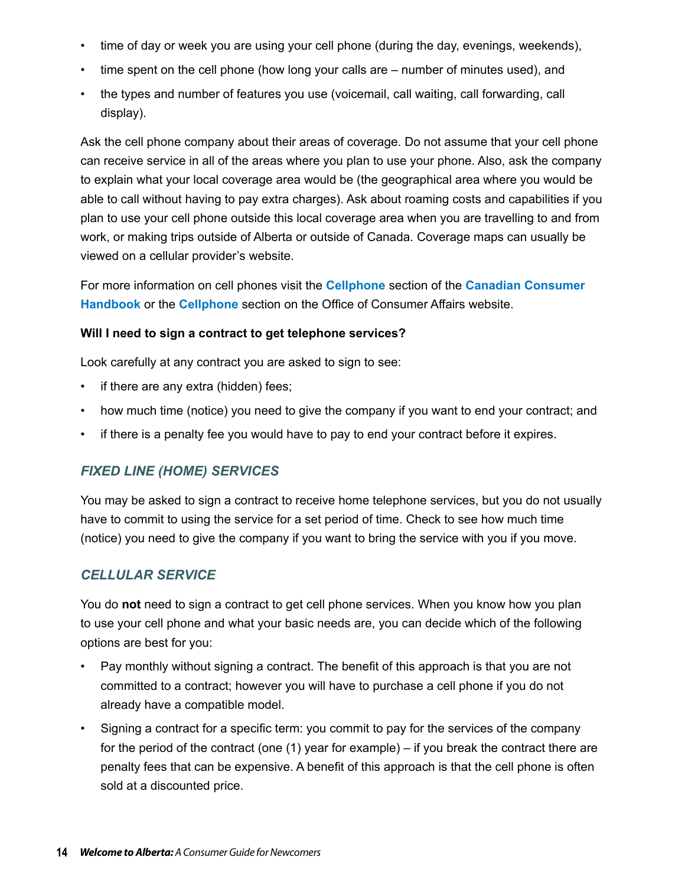- time of day or week you are using your cell phone (during the day, evenings, weekends),
- time spent on the cell phone (how long your calls are – number of minutes used), and
- the types and number of features you use (voicemail, call waiting, call forwarding, call display).

Ask the cell phone company about their areas of coverage. Do not assume that your cell phone can receive service in all of the areas where you plan to use your phone. Also, ask the company to explain what your local coverage area would be (the geographical area where you would be able to call without having to pay extra charges). Ask about roaming costs and capabilities if you plan to use your cell phone outside this local coverage area when you are travelling to and from work, or making trips outside of Alberta or outside of Canada. Coverage maps can usually be viewed on a cellular provider's website.

For more information on cell phones visit the **Cellphone** section of the **Canadian Consumer Handbook** or the **Cellphone** section on the Office of Consumer Affairs website.

**Will I need to sign a contract to get telephone services?**

Look carefully at any contract you are asked to sign to see:

- if there are any extra (hidden) fees;
- how much time (notice) you need to give the company if you want to end your contract; and
- if there is a penalty fee you would have to pay to end your contract before it expires.

### *FIXED LINE (HOME) SERVICES*

You may be asked to sign a contract to receive home telephone services, but you do not usually have to commit to using the service for a set period of time. Check to see how much time (notice) you need to give the company if you want to bring the service with you if you move.

### *CELLULAR SERVICE*

You do **not** need to sign a contract to get cell phone services. When you know how you plan to use your cell phone and what your basic needs are, you can decide which of the following options are best for you:

- Pay monthly without signing a contract. The benefit of this approach is that you are not committed to a contract; however you will have to purchase a cell phone if you do not already have a compatible model.
- Signing a contract for a specific term: you commit to pay for the services of the company for the period of the contract (one (1) year for example) – if you break the contract there are penalty fees that can be expensive. A benefit of this approach is that the cell phone is often sold at a discounted price.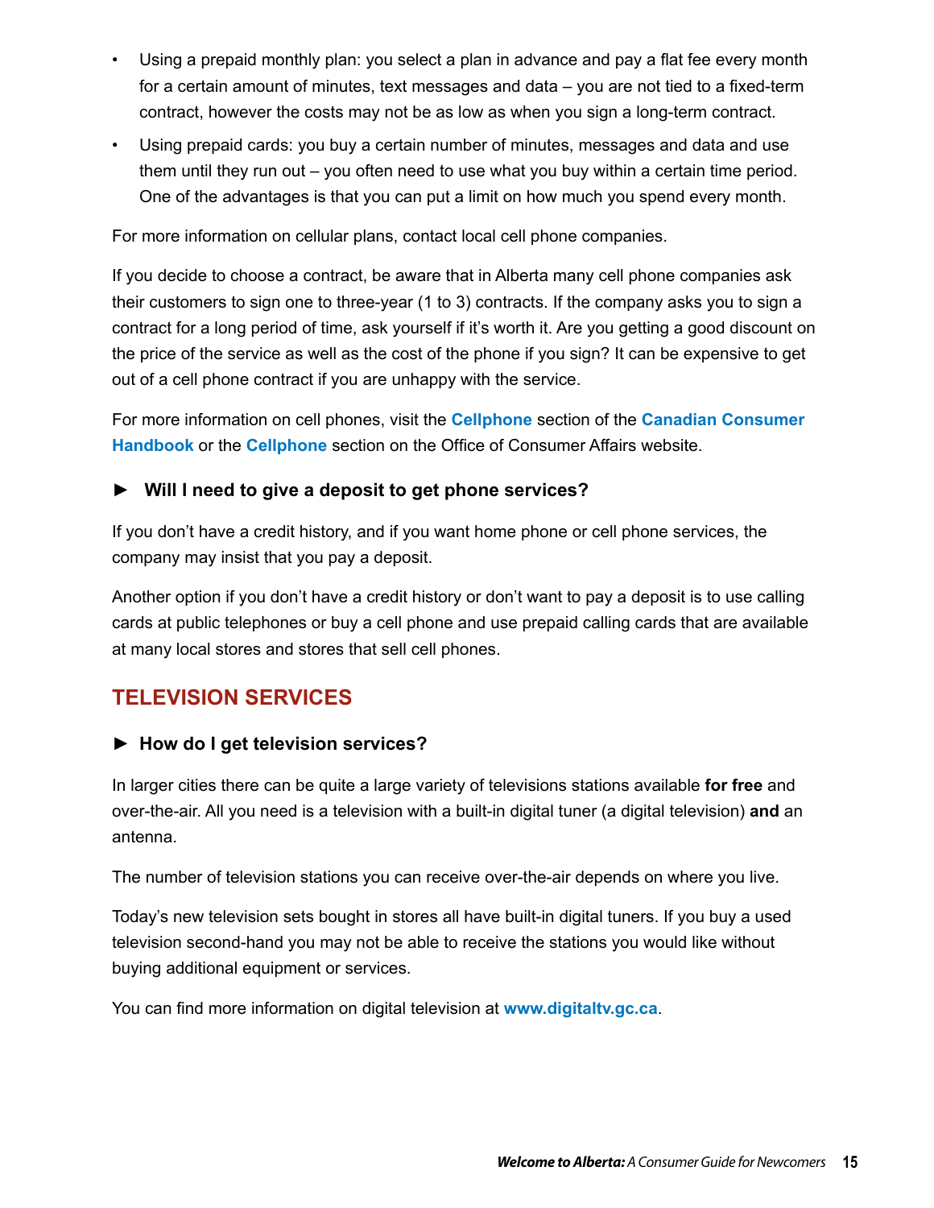- Using a prepaid monthly plan: you select a plan in advance and pay a flat fee every month for a certain amount of minutes, text messages and data – you are not tied to a fixed-term contract, however the costs may not be as low as when you sign a long-term contract.
- Using prepaid cards: you buy a certain number of minutes, messages and data and use them until they run out – you often need to use what you buy within a certain time period. One of the advantages is that you can put a limit on how much you spend every month.

For more information on cellular plans, contact local cell phone companies.

If you decide to choose a contract, be aware that in Alberta many cell phone companies ask their customers to sign one to three-year (1 to 3) contracts. If the company asks you to sign a contract for a long period of time, ask yourself if it's worth it. Are you getting a good discount on the price of the service as well as the cost of the phone if you sign? It can be expensive to get out of a cell phone contract if you are unhappy with the service.

For more information on cell phones, visit the **Cellphone** section of the **Canadian Consumer Handbook** or the **Cellphone** section on the Office of Consumer Affairs website.

### ► Will I need to give a deposit to get phone services?

If you don't have a credit history, and if you want home phone or cell phone services, the company may insist that you pay a deposit.

Another option if you don't have a credit history or don't want to pay a deposit is to use calling cards at public telephones or buy a cell phone and use prepaid calling cards that are available at many local stores and stores that sell cell phones.

## TELEVISION SERVICES

### ► How do I get television services?

In larger cities there can be quite a large variety of televisions stations available **for free** and over-the-air. All you need is a television with a built-in digital tuner (a digital television) **and** an antenna.

The number of television stations you can receive over-the-air depends on where you live.

Today's new television sets bought in stores all have built-in digital tuners. If you buy a used television second-hand you may not be able to receive the stations you would like without buying additional equipment or services.

You can find more information on digital television at **www.digitaltv.gc.ca**.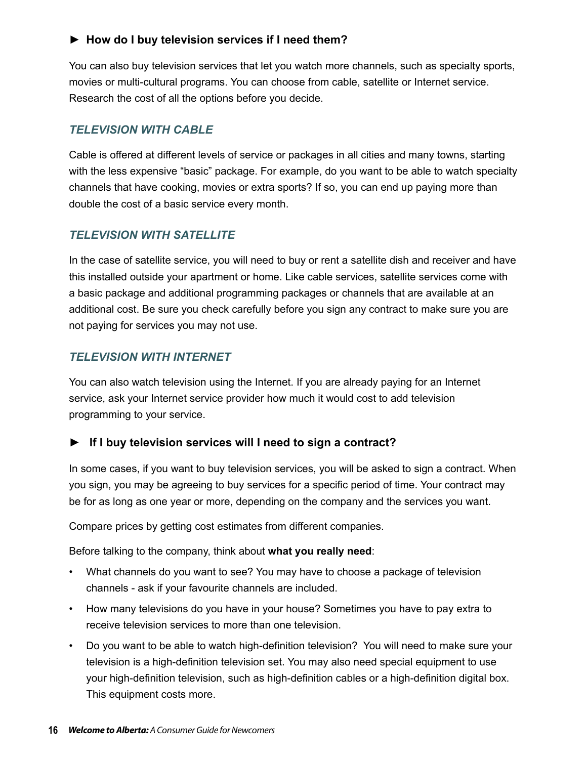### ► How do I buy television services if I need them?

You can also buy television services that let you watch more channels, such as specialty sports, movies or multi-cultural programs. You can choose from cable, satellite or Internet service. Research the cost of all the options before you decide.

#### *TELEVISION WITH CABLE*

Cable is offered at different levels of service or packages in all cities and many towns, starting with the less expensive "basic" package. For example, do you want to be able to watch specialty channels that have cooking, movies or extra sports? If so, you can end up paying more than double the cost of a basic service every month.

#### *TELEVISION WITH SATELLITE*

In the case of satellite service, you will need to buy or rent a satellite dish and receiver and have this installed outside your apartment or home. Like cable services, satellite services come with a basic package and additional programming packages or channels that are available at an additional cost. Be sure you check carefully before you sign any contract to make sure you are not paying for services you may not use.

#### *TELEVISION WITH INTERNET*

You can also watch television using the Internet. If you are already paying for an Internet service, ask your Internet service provider how much it would cost to add television programming to your service.

### ► If I buy television services will I need to sign a contract?

In some cases, if you want to buy television services, you will be asked to sign a contract. When you sign, you may be agreeing to buy services for a specific period of time. Your contract may be for as long as one year or more, depending on the company and the services you want.

Compare prices by getting cost estimates from different companies.

Before talking to the company, think about **what you really need**:

- What channels do you want to see? You may have to choose a package of television channels - ask if your favourite channels are included.
- How many televisions do you have in your house? Sometimes you have to pay extra to receive television services to more than one television.
- Do you want to be able to watch high-definition television? You will need to make sure your television is a high-definition television set. You may also need special equipment to use your high-definition television, such as high-definition cables or a high-definition digital box. This equipment costs more.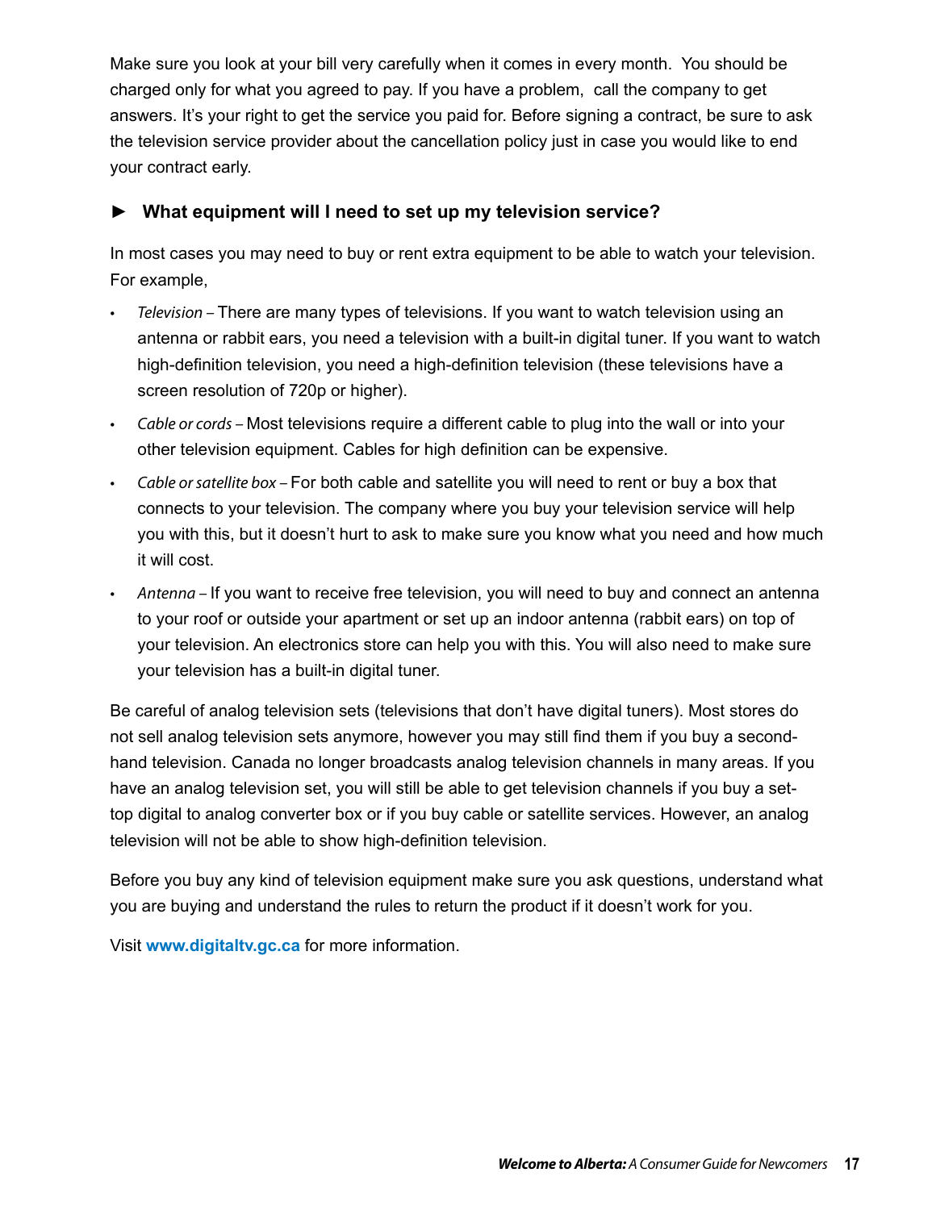Make sure you look at your bill very carefully when it comes in every month. You should be charged only for what you agreed to pay. If you have a problem, call the company to get answers. It's your right to get the service you paid for. Before signing a contract, be sure to ask the television service provider about the cancellation policy just in case you would like to end your contract early.

### ► What equipment will I need to set up my television service?

In most cases you may need to buy or rent extra equipment to be able to watch your television. For example,

- *Television* – There are many types of televisions. If you want to watch television using an antenna or rabbit ears, you need a television with a built-in digital tuner. If you want to watch high-definition television, you need a high-definition television (these televisions have a screen resolution of 720p or higher).
- *Cable or cords* – Most televisions require a different cable to plug into the wall or into your other television equipment. Cables for high definition can be expensive.
- *Cable or satellite box* – For both cable and satellite you will need to rent or buy a box that connects to your television. The company where you buy your television service will help you with this, but it doesn't hurt to ask to make sure you know what you need and how much it will cost.
- *Antenna* – If you want to receive free television, you will need to buy and connect an antenna to your roof or outside your apartment or set up an indoor antenna (rabbit ears) on top of your television. An electronics store can help you with this. You will also need to make sure your television has a built-in digital tuner.

Be careful of analog television sets (televisions that don't have digital tuners). Most stores do not sell analog television sets anymore, however you may still find them if you buy a second-hand television. Canada no longer broadcasts analog television channels in many areas. If you have an analog television set, you will still be able to get television channels if you buy a set-top digital to analog converter box or if you buy cable or satellite services. However, an analog television will not be able to show high-definition television.

Before you buy any kind of television equipment make sure you ask questions, understand what you are buying and understand the rules to return the product if it doesn't work for you.

Visit **www.digitaltv.gc.ca** for more information.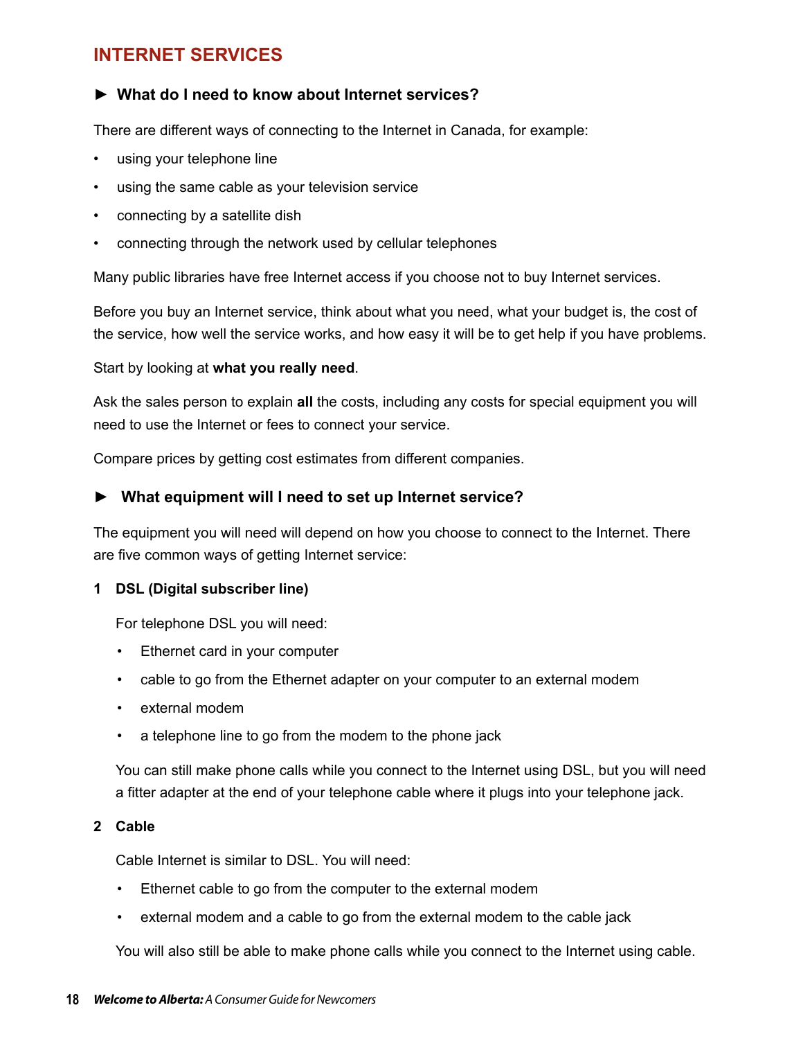## INTERNET SERVICES

### ► What do I need to know about Internet services?

There are different ways of connecting to the Internet in Canada, for example:

- using your telephone line
- using the same cable as your television service
- connecting by a satellite dish
- connecting through the network used by cellular telephones

Many public libraries have free Internet access if you choose not to buy Internet services.

Before you buy an Internet service, think about what you need, what your budget is, the cost of the service, how well the service works, and how easy it will be to get help if you have problems.

Start by looking at **what you really need**.

Ask the sales person to explain **all** the costs, including any costs for special equipment you will need to use the Internet or fees to connect your service.

Compare prices by getting cost estimates from different companies.

### ► What equipment will I need to set up Internet service?

The equipment you will need will depend on how you choose to connect to the Internet. There are five common ways of getting Internet service:

**1 DSL (Digital subscriber line)**

For telephone DSL you will need:

- Ethernet card in your computer
- cable to go from the Ethernet adapter on your computer to an external modem
- external modem
- a telephone line to go from the modem to the phone jack

You can still make phone calls while you connect to the Internet using DSL, but you will need a fitter adapter at the end of your telephone cable where it plugs into your telephone jack.

**2 Cable**

Cable Internet is similar to DSL. You will need:

- Ethernet cable to go from the computer to the external modem
- external modem and a cable to go from the external modem to the cable jack

You will also still be able to make phone calls while you connect to the Internet using cable.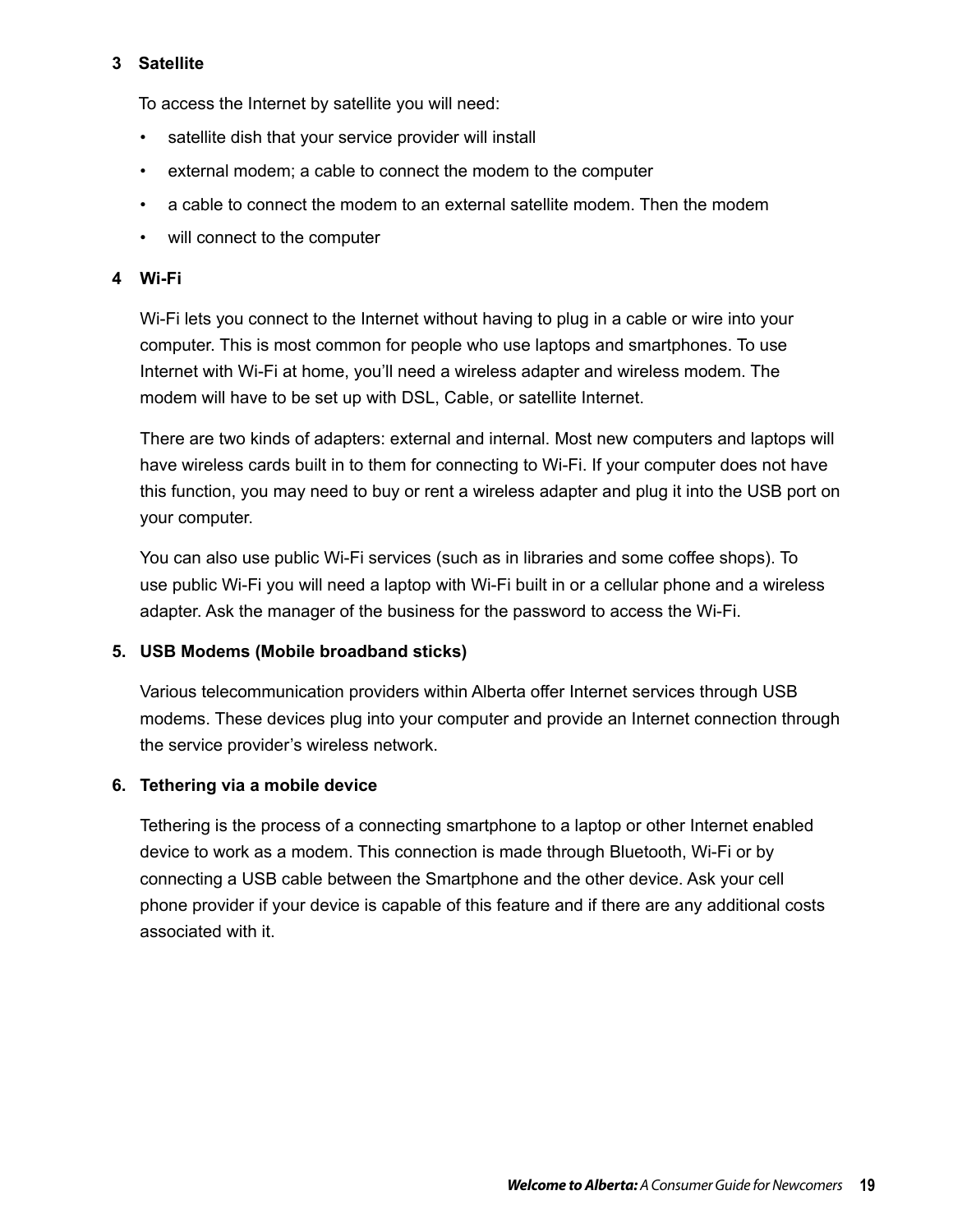### 3 Satellite

To access the Internet by satellite you will need:

- satellite dish that your service provider will install
- external modem; a cable to connect the modem to the computer
- a cable to connect the modem to an external satellite modem. Then the modem
- will connect to the computer

### 4 Wi-Fi

Wi-Fi lets you connect to the Internet without having to plug in a cable or wire into your computer. This is most common for people who use laptops and smartphones. To use Internet with Wi-Fi at home, you'll need a wireless adapter and wireless modem. The modem will have to be set up with DSL, Cable, or satellite Internet.

There are two kinds of adapters: external and internal. Most new computers and laptops will have wireless cards built in to them for connecting to Wi-Fi. If your computer does not have this function, you may need to buy or rent a wireless adapter and plug it into the USB port on your computer.

You can also use public Wi-Fi services (such as in libraries and some coffee shops). To use public Wi-Fi you will need a laptop with Wi-Fi built in or a cellular phone and a wireless adapter. Ask the manager of the business for the password to access the Wi-Fi.

### 5. USB Modems (Mobile broadband sticks)

Various telecommunication providers within Alberta offer Internet services through USB modems. These devices plug into your computer and provide an Internet connection through the service provider's wireless network.

### 6. Tethering via a mobile device

Tethering is the process of a connecting smartphone to a laptop or other Internet enabled device to work as a modem. This connection is made through Bluetooth, Wi-Fi or by connecting a USB cable between the Smartphone and the other device. Ask your cell phone provider if your device is capable of this feature and if there are any additional costs associated with it.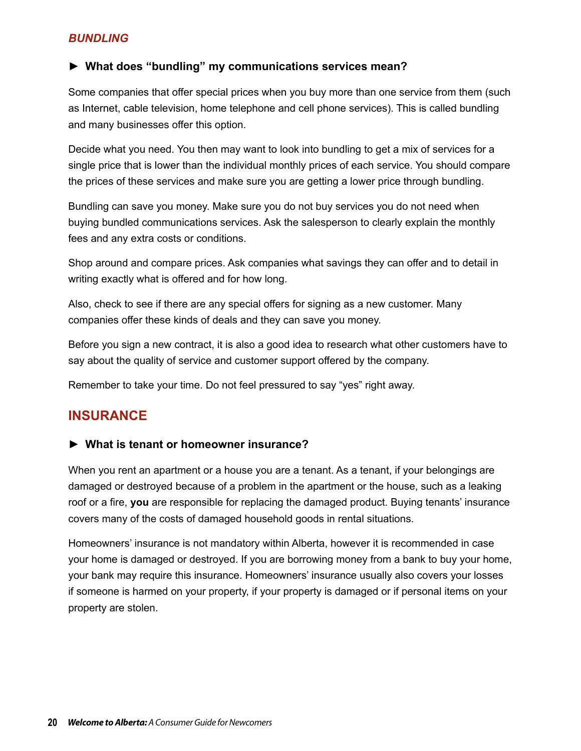### *BUNDLING*

#### ► What does “bundling” my communications services mean?

Some companies that offer special prices when you buy more than one service from them (such as Internet, cable television, home telephone and cell phone services). This is called bundling and many businesses offer this option.

Decide what you need. You then may want to look into bundling to get a mix of services for a single price that is lower than the individual monthly prices of each service. You should compare the prices of these services and make sure you are getting a lower price through bundling.

Bundling can save you money. Make sure you do not buy services you do not need when buying bundled communications services. Ask the salesperson to clearly explain the monthly fees and any extra costs or conditions.

Shop around and compare prices. Ask companies what savings they can offer and to detail in writing exactly what is offered and for how long.

Also, check to see if there are any special offers for signing as a new customer. Many companies offer these kinds of deals and they can save you money.

Before you sign a new contract, it is also a good idea to research what other customers have to say about the quality of service and customer support offered by the company.

Remember to take your time. Do not feel pressured to say “yes” right away.

## INSURANCE

#### ► What is tenant or homeowner insurance?

When you rent an apartment or a house you are a tenant. As a tenant, if your belongings are damaged or destroyed because of a problem in the apartment or the house, such as a leaking roof or a fire, **you** are responsible for replacing the damaged product. Buying tenants’ insurance covers many of the costs of damaged household goods in rental situations.

Homeowners’ insurance is not mandatory within Alberta, however it is recommended in case your home is damaged or destroyed. If you are borrowing money from a bank to buy your home, your bank may require this insurance. Homeowners’ insurance usually also covers your losses if someone is harmed on your property, if your property is damaged or if personal items on your property are stolen.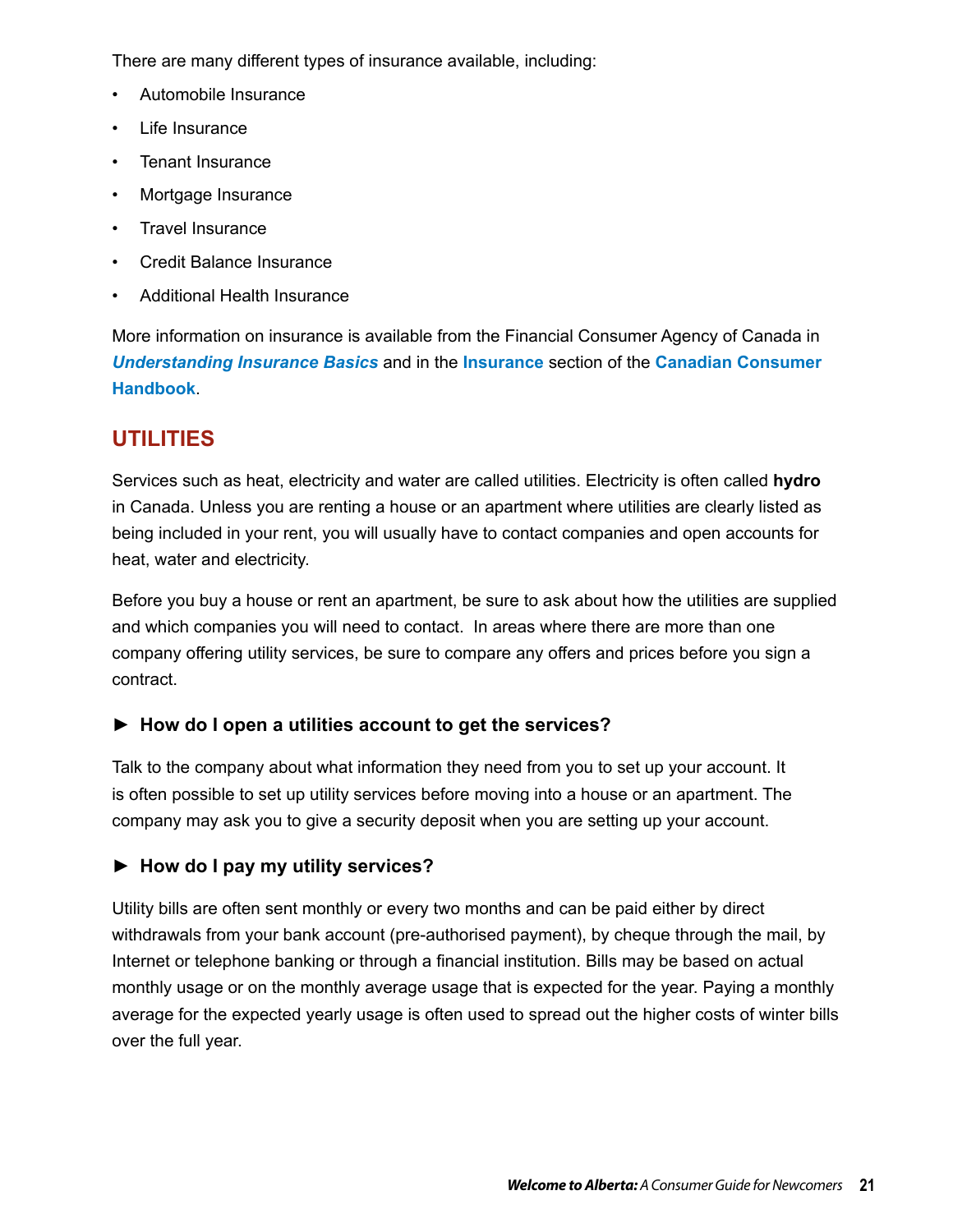There are many different types of insurance available, including:

- Automobile Insurance
- Life Insurance
- Tenant Insurance
- Mortgage Insurance
- Travel Insurance
- Credit Balance Insurance
- Additional Health Insurance

More information on insurance is available from the Financial Consumer Agency of Canada in ***Understanding Insurance Basics*** and in the **Insurance** section of the **Canadian Consumer Handbook**.

## UTILITIES

Services such as heat, electricity and water are called utilities. Electricity is often called **hydro** in Canada. Unless you are renting a house or an apartment where utilities are clearly listed as being included in your rent, you will usually have to contact companies and open accounts for heat, water and electricity.

Before you buy a house or rent an apartment, be sure to ask about how the utilities are supplied and which companies you will need to contact. In areas where there are more than one company offering utility services, be sure to compare any offers and prices before you sign a contract.

### ► How do I open a utilities account to get the services?

Talk to the company about what information they need from you to set up your account. It is often possible to set up utility services before moving into a house or an apartment. The company may ask you to give a security deposit when you are setting up your account.

### ► How do I pay my utility services?

Utility bills are often sent monthly or every two months and can be paid either by direct withdrawals from your bank account (pre-authorised payment), by cheque through the mail, by Internet or telephone banking or through a financial institution. Bills may be based on actual monthly usage or on the monthly average usage that is expected for the year. Paying a monthly average for the expected yearly usage is often used to spread out the higher costs of winter bills over the full year.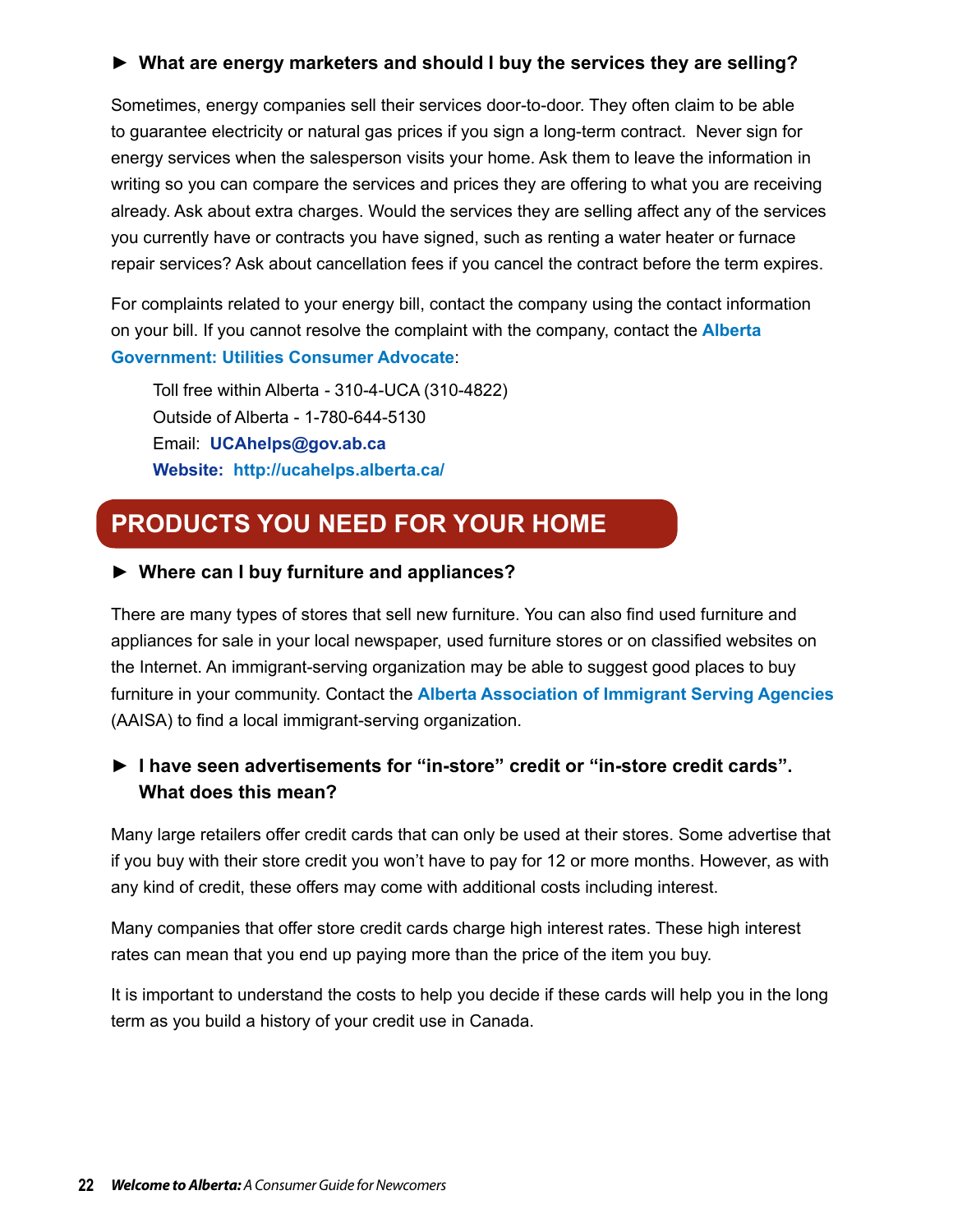### ► What are energy marketers and should I buy the services they are selling?

Sometimes, energy companies sell their services door-to-door. They often claim to be able to guarantee electricity or natural gas prices if you sign a long-term contract. Never sign for energy services when the salesperson visits your home. Ask them to leave the information in writing so you can compare the services and prices they are offering to what you are receiving already. Ask about extra charges. Would the services they are selling affect any of the services you currently have or contracts you have signed, such as renting a water heater or furnace repair services? Ask about cancellation fees if you cancel the contract before the term expires.

For complaints related to your energy bill, contact the company using the contact information on your bill. If you cannot resolve the complaint with the company, contact the **Alberta Government: Utilities Consumer Advocate**:

Toll free within Alberta - 310-4-UCA (310-4822)
Outside of Alberta - 1-780-644-5130
Email: **UCAhelps@gov.ab.ca**
**Website: http://ucahelps.alberta.ca/**

## PRODUCTS YOU NEED FOR YOUR HOME

### ► Where can I buy furniture and appliances?

There are many types of stores that sell new furniture. You can also find used furniture and appliances for sale in your local newspaper, used furniture stores or on classified websites on the Internet. An immigrant-serving organization may be able to suggest good places to buy furniture in your community. Contact the **Alberta Association of Immigrant Serving Agencies** (AAISA) to find a local immigrant-serving organization.

### ► I have seen advertisements for "in-store" credit or "in-store credit cards". What does this mean?

Many large retailers offer credit cards that can only be used at their stores. Some advertise that if you buy with their store credit you won't have to pay for 12 or more months. However, as with any kind of credit, these offers may come with additional costs including interest.

Many companies that offer store credit cards charge high interest rates. These high interest rates can mean that you end up paying more than the price of the item you buy.

It is important to understand the costs to help you decide if these cards will help you in the long term as you build a history of your credit use in Canada.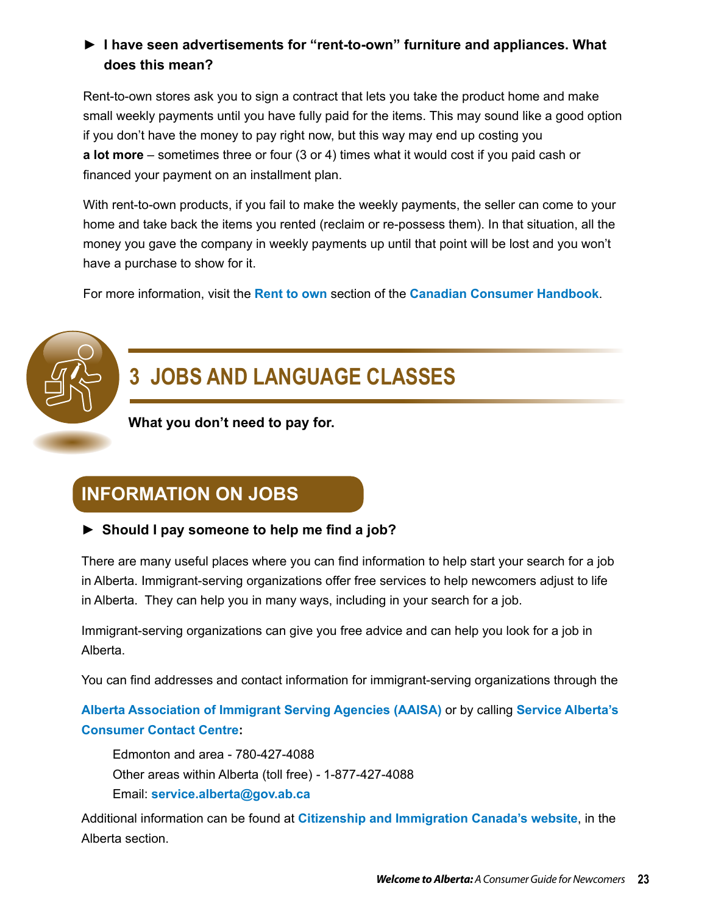### ► I have seen advertisements for "rent-to-own" furniture and appliances. What does this mean?

Rent-to-own stores ask you to sign a contract that lets you take the product home and make small weekly payments until you have fully paid for the items. This may sound like a good option if you don't have the money to pay right now, but this way may end up costing you **a lot more** – sometimes three or four (3 or 4) times what it would cost if you paid cash or financed your payment on an installment plan.

With rent-to-own products, if you fail to make the weekly payments, the seller can come to your home and take back the items you rented (reclaim or re-possess them). In that situation, all the money you gave the company in weekly payments up until that point will be lost and you won't have a purchase to show for it.

For more information, visit the **Rent to own** section of the **Canadian Consumer Handbook**.

# 3 JOBS AND LANGUAGE CLASSES

**What you don't need to pay for.**

## INFORMATION ON JOBS

### ► Should I pay someone to help me find a job?

There are many useful places where you can find information to help start your search for a job in Alberta. Immigrant-serving organizations offer free services to help newcomers adjust to life in Alberta. They can help you in many ways, including in your search for a job.

Immigrant-serving organizations can give you free advice and can help you look for a job in Alberta.

You can find addresses and contact information for immigrant-serving organizations through the **Alberta Association of Immigrant Serving Agencies (AAISA)** or by calling **Service Alberta's Consumer Contact Centre**:

Edmonton and area - 780-427-4088
Other areas within Alberta (toll free) - 1-877-427-4088
Email: **service.alberta@gov.ab.ca**

Additional information can be found at **Citizenship and Immigration Canada's website**, in the Alberta section.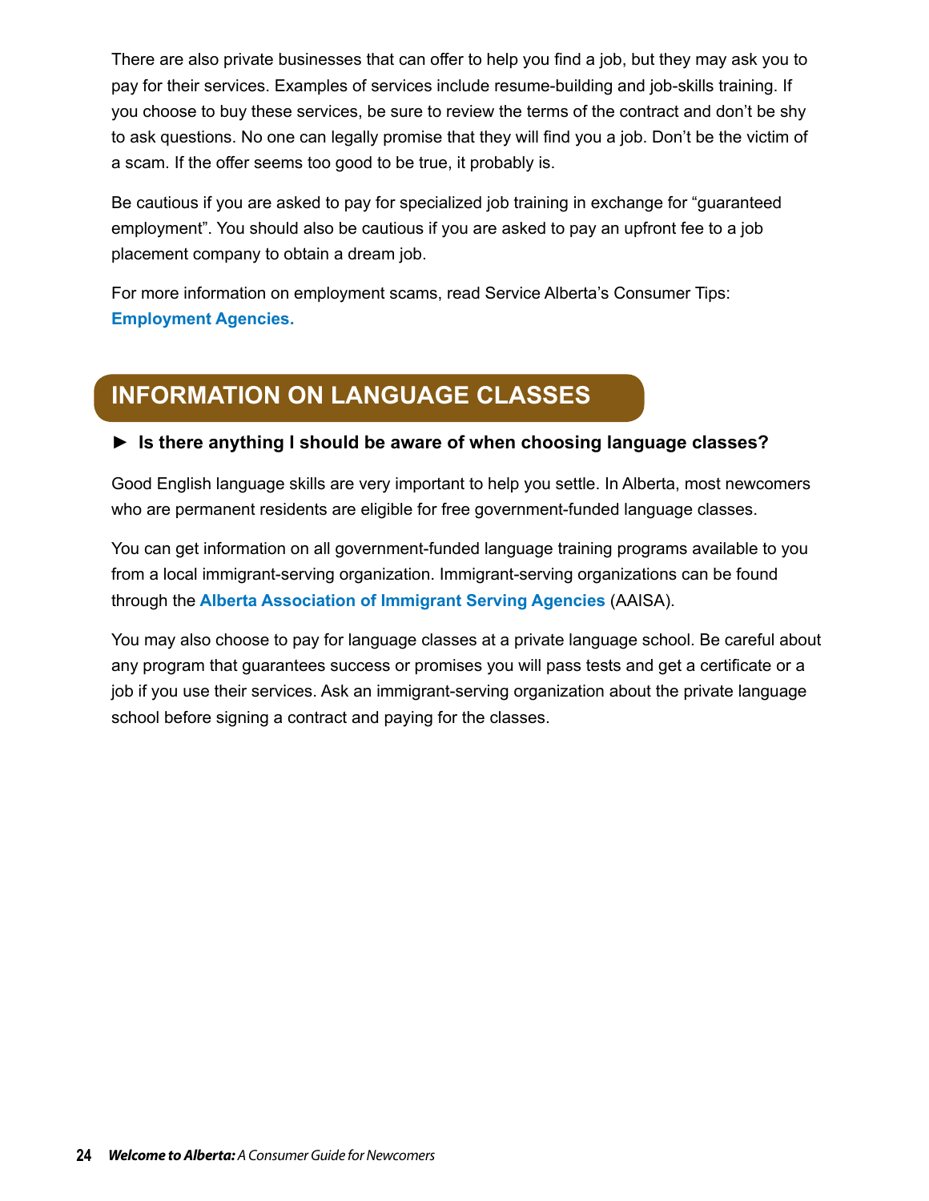There are also private businesses that can offer to help you find a job, but they may ask you to pay for their services. Examples of services include resume-building and job-skills training. If you choose to buy these services, be sure to review the terms of the contract and don't be shy to ask questions. No one can legally promise that they will find you a job. Don't be the victim of a scam. If the offer seems too good to be true, it probably is.

Be cautious if you are asked to pay for specialized job training in exchange for "guaranteed employment". You should also be cautious if you are asked to pay an upfront fee to a job placement company to obtain a dream job.

For more information on employment scams, read Service Alberta's Consumer Tips: **Employment Agencies.**

## INFORMATION ON LANGUAGE CLASSES

### ► Is there anything I should be aware of when choosing language classes?

Good English language skills are very important to help you settle. In Alberta, most newcomers who are permanent residents are eligible for free government-funded language classes.

You can get information on all government-funded language training programs available to you from a local immigrant-serving organization. Immigrant-serving organizations can be found through the **Alberta Association of Immigrant Serving Agencies** (AAISA).

You may also choose to pay for language classes at a private language school. Be careful about any program that guarantees success or promises you will pass tests and get a certificate or a job if you use their services. Ask an immigrant-serving organization about the private language school before signing a contract and paying for the classes.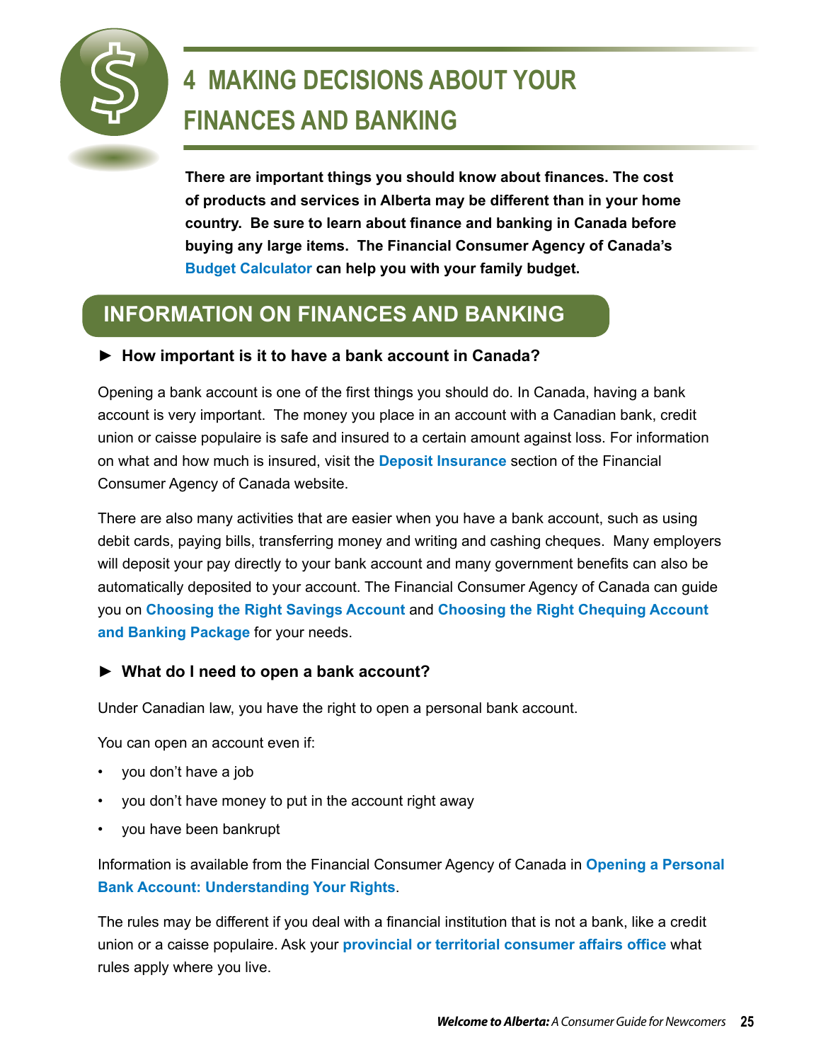# 4 MAKING DECISIONS ABOUT YOUR FINANCES AND BANKING

**There are important things you should know about finances. The cost of products and services in Alberta may be different than in your home country. Be sure to learn about finance and banking in Canada before buying any large items. The Financial Consumer Agency of Canada's Budget Calculator can help you with your family budget.**

## INFORMATION ON FINANCES AND BANKING

### ► How important is it to have a bank account in Canada?

Opening a bank account is one of the first things you should do. In Canada, having a bank account is very important. The money you place in an account with a Canadian bank, credit union or caisse populaire is safe and insured to a certain amount against loss. For information on what and how much is insured, visit the **Deposit Insurance** section of the Financial Consumer Agency of Canada website.

There are also many activities that are easier when you have a bank account, such as using debit cards, paying bills, transferring money and writing and cashing cheques. Many employers will deposit your pay directly to your bank account and many government benefits can also be automatically deposited to your account. The Financial Consumer Agency of Canada can guide you on **Choosing the Right Savings Account** and **Choosing the Right Chequing Account and Banking Package** for your needs.

### ► What do I need to open a bank account?

Under Canadian law, you have the right to open a personal bank account.

You can open an account even if:

- you don't have a job
- you don't have money to put in the account right away
- you have been bankrupt

Information is available from the Financial Consumer Agency of Canada in **Opening a Personal Bank Account: Understanding Your Rights**.

The rules may be different if you deal with a financial institution that is not a bank, like a credit union or a caisse populaire. Ask your **provincial or territorial consumer affairs office** what rules apply where you live.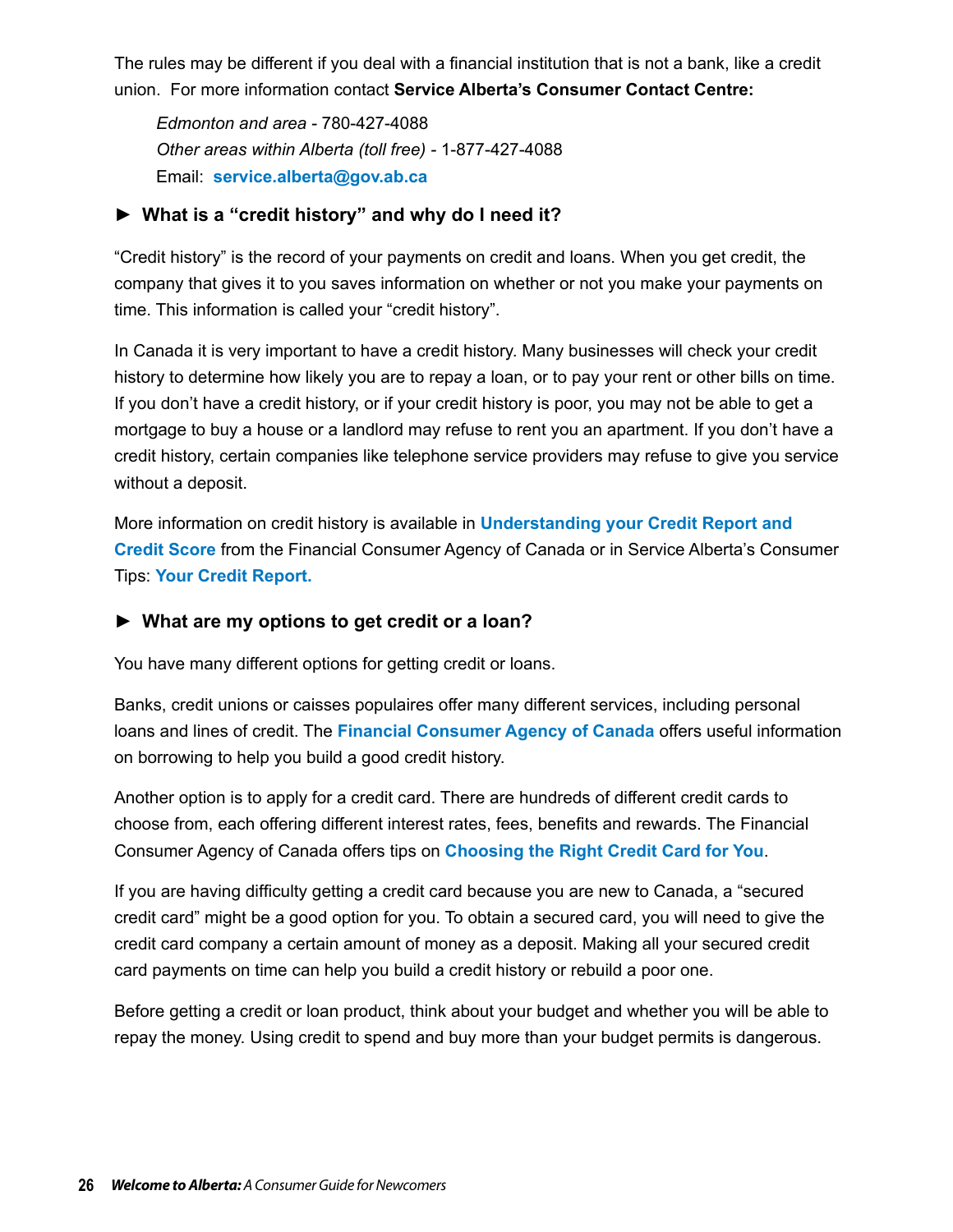The rules may be different if you deal with a financial institution that is not a bank, like a credit union. For more information contact **Service Alberta's Consumer Contact Centre:**

*Edmonton and area* - 780-427-4088
*Other areas within Alberta (toll free)* - 1-877-427-4088
Email: **service.alberta@gov.ab.ca**

### ► What is a "credit history" and why do I need it?

"Credit history" is the record of your payments on credit and loans. When you get credit, the company that gives it to you saves information on whether or not you make your payments on time. This information is called your "credit history".

In Canada it is very important to have a credit history. Many businesses will check your credit history to determine how likely you are to repay a loan, or to pay your rent or other bills on time. If you don't have a credit history, or if your credit history is poor, you may not be able to get a mortgage to buy a house or a landlord may refuse to rent you an apartment. If you don't have a credit history, certain companies like telephone service providers may refuse to give you service without a deposit.

More information on credit history is available in **Understanding your Credit Report and Credit Score** from the Financial Consumer Agency of Canada or in Service Alberta's Consumer Tips: **Your Credit Report.**

### ► What are my options to get credit or a loan?

You have many different options for getting credit or loans.

Banks, credit unions or caisses populaires offer many different services, including personal loans and lines of credit. The **Financial Consumer Agency of Canada** offers useful information on borrowing to help you build a good credit history.

Another option is to apply for a credit card. There are hundreds of different credit cards to choose from, each offering different interest rates, fees, benefits and rewards. The Financial Consumer Agency of Canada offers tips on **Choosing the Right Credit Card for You**.

If you are having difficulty getting a credit card because you are new to Canada, a "secured credit card" might be a good option for you. To obtain a secured card, you will need to give the credit card company a certain amount of money as a deposit. Making all your secured credit card payments on time can help you build a credit history or rebuild a poor one.

Before getting a credit or loan product, think about your budget and whether you will be able to repay the money. Using credit to spend and buy more than your budget permits is dangerous.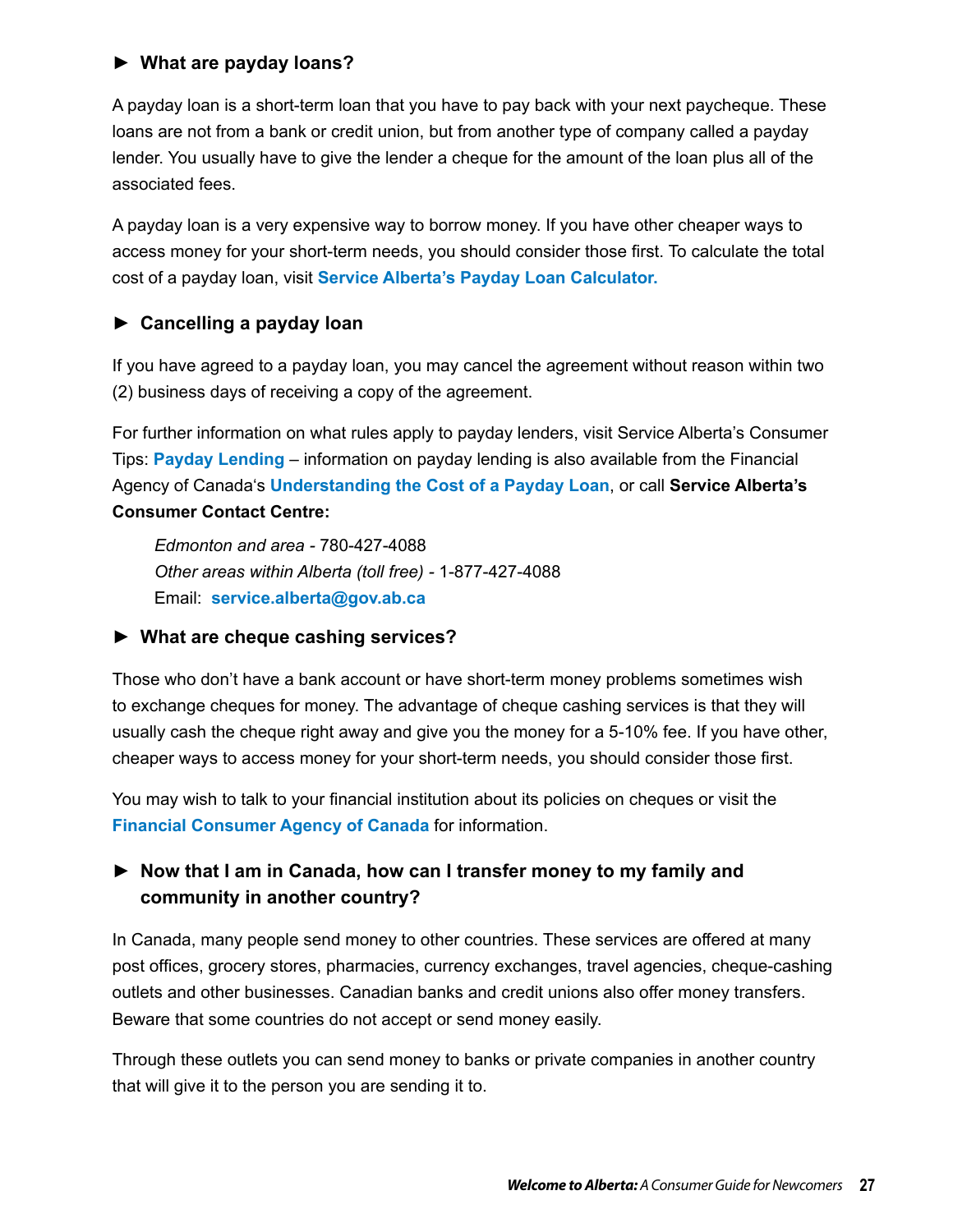### ► What are payday loans?

A payday loan is a short-term loan that you have to pay back with your next paycheque. These loans are not from a bank or credit union, but from another type of company called a payday lender. You usually have to give the lender a cheque for the amount of the loan plus all of the associated fees.

A payday loan is a very expensive way to borrow money. If you have other cheaper ways to access money for your short-term needs, you should consider those first. To calculate the total cost of a payday loan, visit **Service Alberta's Payday Loan Calculator.**

### ► Cancelling a payday loan

If you have agreed to a payday loan, you may cancel the agreement without reason within two (2) business days of receiving a copy of the agreement.

For further information on what rules apply to payday lenders, visit Service Alberta's Consumer Tips: **Payday Lending** – information on payday lending is also available from the Financial Agency of Canada's **Understanding the Cost of a Payday Loan**, or call **Service Alberta's Consumer Contact Centre:**

*Edmonton and area* - 780-427-4088
*Other areas within Alberta (toll free)* - 1-877-427-4088
Email: **service.alberta@gov.ab.ca**

### ► What are cheque cashing services?

Those who don't have a bank account or have short-term money problems sometimes wish to exchange cheques for money. The advantage of cheque cashing services is that they will usually cash the cheque right away and give you the money for a 5-10% fee. If you have other, cheaper ways to access money for your short-term needs, you should consider those first.

You may wish to talk to your financial institution about its policies on cheques or visit the **Financial Consumer Agency of Canada** for information.

### ► Now that I am in Canada, how can I transfer money to my family and community in another country?

In Canada, many people send money to other countries. These services are offered at many post offices, grocery stores, pharmacies, currency exchanges, travel agencies, cheque-cashing outlets and other businesses. Canadian banks and credit unions also offer money transfers. Beware that some countries do not accept or send money easily.

Through these outlets you can send money to banks or private companies in another country that will give it to the person you are sending it to.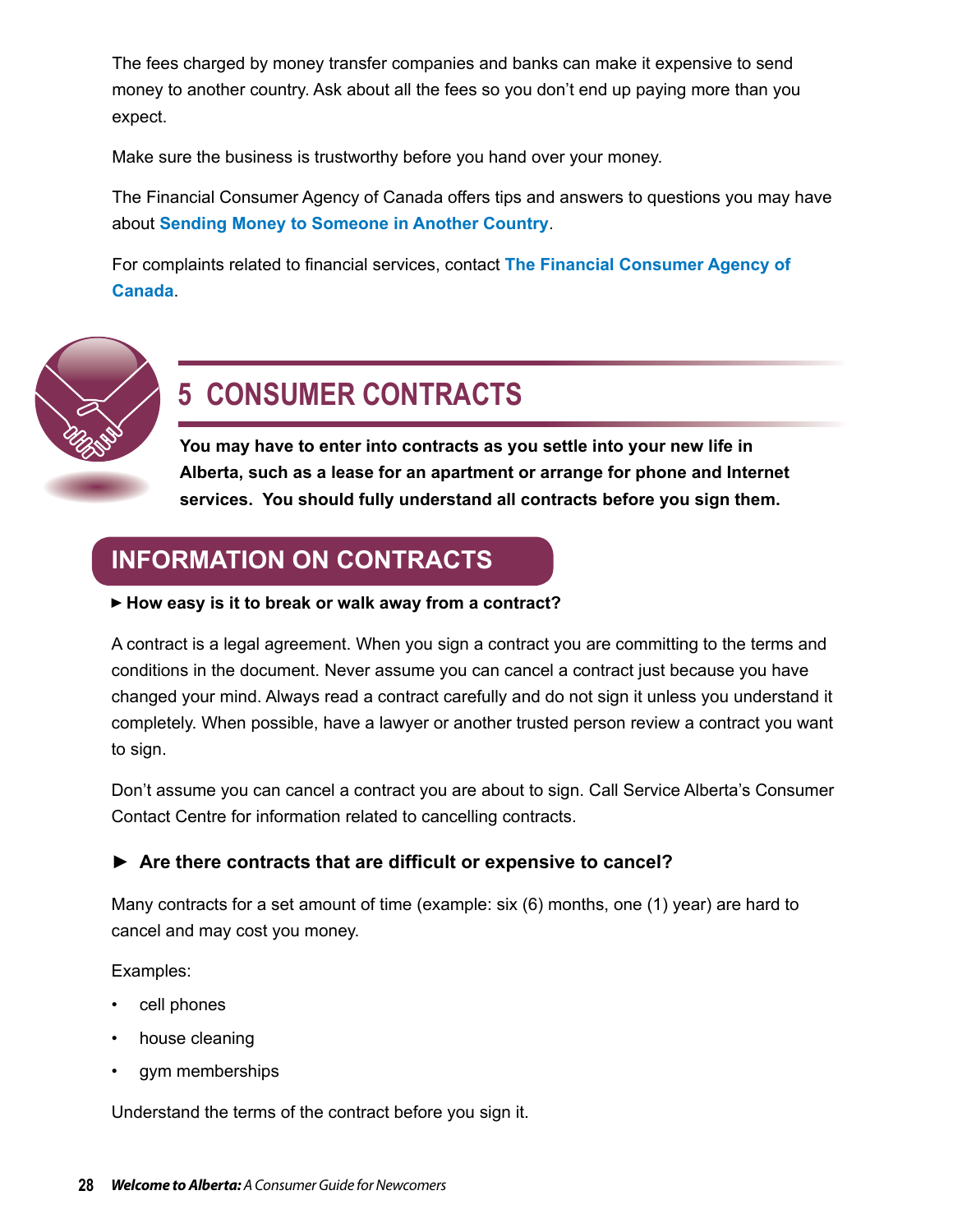The fees charged by money transfer companies and banks can make it expensive to send money to another country. Ask about all the fees so you don't end up paying more than you expect.

Make sure the business is trustworthy before you hand over your money.

The Financial Consumer Agency of Canada offers tips and answers to questions you may have about **Sending Money to Someone in Another Country**.

For complaints related to financial services, contact **The Financial Consumer Agency of Canada**.

# 5 CONSUMER CONTRACTS

**You may have to enter into contracts as you settle into your new life in Alberta, such as a lease for an apartment or arrange for phone and Internet services. You should fully understand all contracts before you sign them.**

## INFORMATION ON CONTRACTS

### ► How easy is it to break or walk away from a contract?

A contract is a legal agreement. When you sign a contract you are committing to the terms and conditions in the document. Never assume you can cancel a contract just because you have changed your mind. Always read a contract carefully and do not sign it unless you understand it completely. When possible, have a lawyer or another trusted person review a contract you want to sign.

Don't assume you can cancel a contract you are about to sign. Call Service Alberta's Consumer Contact Centre for information related to cancelling contracts.

### ► Are there contracts that are difficult or expensive to cancel?

Many contracts for a set amount of time (example: six (6) months, one (1) year) are hard to cancel and may cost you money.

Examples:

- cell phones
- house cleaning
- gym memberships

Understand the terms of the contract before you sign it.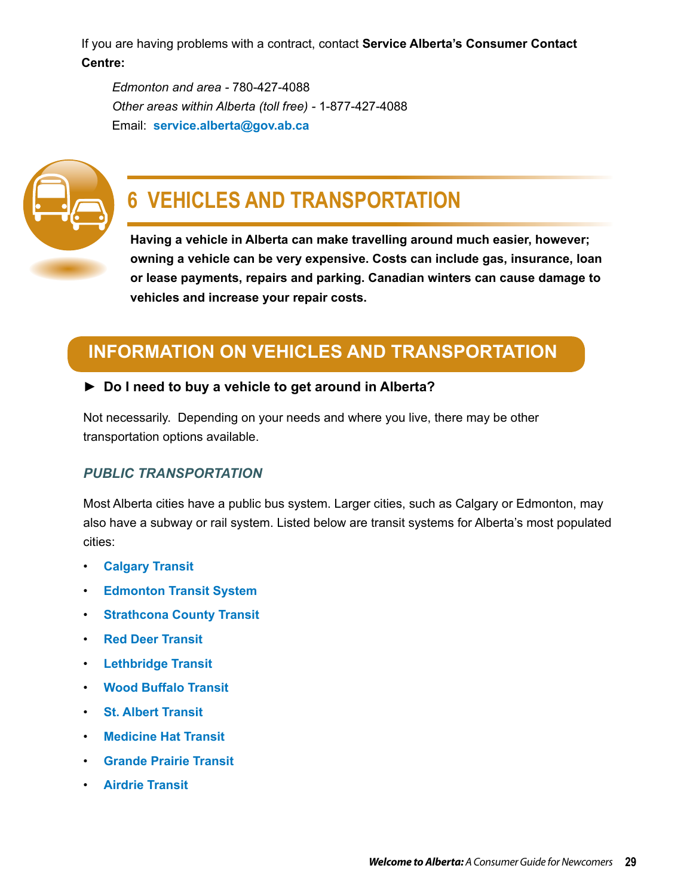If you are having problems with a contract, contact **Service Alberta's Consumer Contact Centre:**

*Edmonton and area* - 780-427-4088
*Other areas within Alberta (toll free)* - 1-877-427-4088
Email: **service.alberta@gov.ab.ca**

# 6 VEHICLES AND TRANSPORTATION

**Having a vehicle in Alberta can make travelling around much easier, however; owning a vehicle can be very expensive. Costs can include gas, insurance, loan or lease payments, repairs and parking. Canadian winters can cause damage to vehicles and increase your repair costs.**

## INFORMATION ON VEHICLES AND TRANSPORTATION

### ► Do I need to buy a vehicle to get around in Alberta?

Not necessarily. Depending on your needs and where you live, there may be other transportation options available.

#### *PUBLIC TRANSPORTATION*

Most Alberta cities have a public bus system. Larger cities, such as Calgary or Edmonton, may also have a subway or rail system. Listed below are transit systems for Alberta's most populated cities:

- **Calgary Transit**
- **Edmonton Transit System**
- **Strathcona County Transit**
- **Red Deer Transit**
- **Lethbridge Transit**
- **Wood Buffalo Transit**
- **St. Albert Transit**
- **Medicine Hat Transit**
- **Grande Prairie Transit**
- **Airdrie Transit**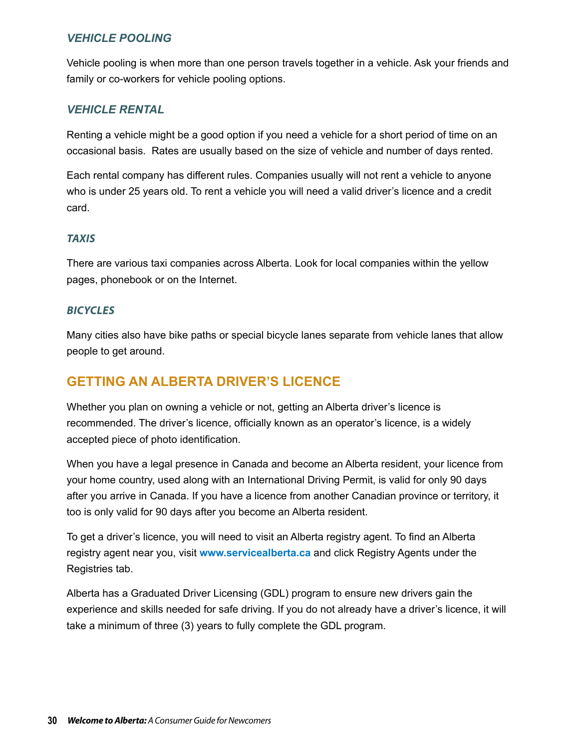### *VEHICLE POOLING*

Vehicle pooling is when more than one person travels together in a vehicle. Ask your friends and family or co-workers for vehicle pooling options.

### *VEHICLE RENTAL*

Renting a vehicle might be a good option if you need a vehicle for a short period of time on an occasional basis. Rates are usually based on the size of vehicle and number of days rented.

Each rental company has different rules. Companies usually will not rent a vehicle to anyone who is under 25 years old. To rent a vehicle you will need a valid driver's licence and a credit card.

### *TAXIS*

There are various taxi companies across Alberta. Look for local companies within the yellow pages, phonebook or on the Internet.

### *BICYCLES*

Many cities also have bike paths or special bicycle lanes separate from vehicle lanes that allow people to get around.

## GETTING AN ALBERTA DRIVER'S LICENCE

Whether you plan on owning a vehicle or not, getting an Alberta driver's licence is recommended. The driver's licence, officially known as an operator's licence, is a widely accepted piece of photo identification.

When you have a legal presence in Canada and become an Alberta resident, your licence from your home country, used along with an International Driving Permit, is valid for only 90 days after you arrive in Canada. If you have a licence from another Canadian province or territory, it too is only valid for 90 days after you become an Alberta resident.

To get a driver's licence, you will need to visit an Alberta registry agent. To find an Alberta registry agent near you, visit **www.servicealberta.ca** and click Registry Agents under the Registries tab.

Alberta has a Graduated Driver Licensing (GDL) program to ensure new drivers gain the experience and skills needed for safe driving. If you do not already have a driver's licence, it will take a minimum of three (3) years to fully complete the GDL program.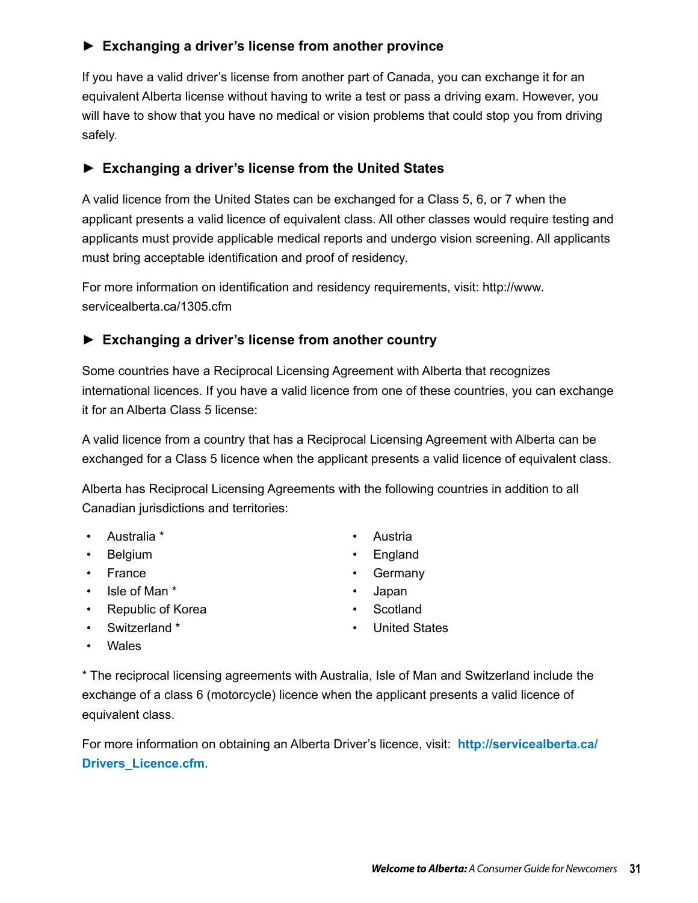### ► Exchanging a driver's license from another province

If you have a valid driver's license from another part of Canada, you can exchange it for an equivalent Alberta license without having to write a test or pass a driving exam. However, you will have to show that you have no medical or vision problems that could stop you from driving safely.

### ► Exchanging a driver's license from the United States

A valid licence from the United States can be exchanged for a Class 5, 6, or 7 when the applicant presents a valid licence of equivalent class. All other classes would require testing and applicants must provide applicable medical reports and undergo vision screening. All applicants must bring acceptable identification and proof of residency.

For more information on identification and residency requirements, visit: http://www.servicealberta.ca/1305.cfm

### ► Exchanging a driver's license from another country

Some countries have a Reciprocal Licensing Agreement with Alberta that recognizes international licences. If you have a valid licence from one of these countries, you can exchange it for an Alberta Class 5 license:

A valid licence from a country that has a Reciprocal Licensing Agreement with Alberta can be exchanged for a Class 5 licence when the applicant presents a valid licence of equivalent class.

Alberta has Reciprocal Licensing Agreements with the following countries in addition to all Canadian jurisdictions and territories:

- Australia *
- Belgium
- France
- Isle of Man *
- Republic of Korea
- Switzerland *
- Wales
- Austria
- England
- Germany
- Japan
- Scotland
- United States

* The reciprocal licensing agreements with Australia, Isle of Man and Switzerland include the exchange of a class 6 (motorcycle) licence when the applicant presents a valid licence of equivalent class.

For more information on obtaining an Alberta Driver's licence, visit: **http://servicealberta.ca/Drivers_Licence.cfm**.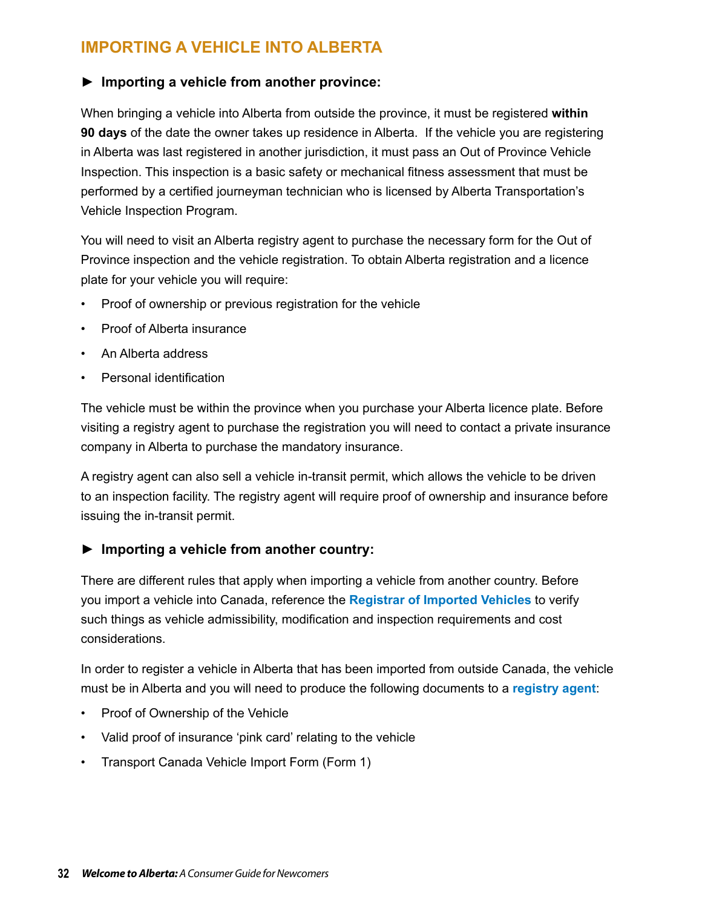## IMPORTING A VEHICLE INTO ALBERTA

### ► Importing a vehicle from another province:

When bringing a vehicle into Alberta from outside the province, it must be registered **within 90 days** of the date the owner takes up residence in Alberta. If the vehicle you are registering in Alberta was last registered in another jurisdiction, it must pass an Out of Province Vehicle Inspection. This inspection is a basic safety or mechanical fitness assessment that must be performed by a certified journeyman technician who is licensed by Alberta Transportation's Vehicle Inspection Program.

You will need to visit an Alberta registry agent to purchase the necessary form for the Out of Province inspection and the vehicle registration. To obtain Alberta registration and a licence plate for your vehicle you will require:

- Proof of ownership or previous registration for the vehicle
- Proof of Alberta insurance
- An Alberta address
- Personal identification

The vehicle must be within the province when you purchase your Alberta licence plate. Before visiting a registry agent to purchase the registration you will need to contact a private insurance company in Alberta to purchase the mandatory insurance.

A registry agent can also sell a vehicle in-transit permit, which allows the vehicle to be driven to an inspection facility. The registry agent will require proof of ownership and insurance before issuing the in-transit permit.

### ► Importing a vehicle from another country:

There are different rules that apply when importing a vehicle from another country. Before you import a vehicle into Canada, reference the **Registrar of Imported Vehicles** to verify such things as vehicle admissibility, modification and inspection requirements and cost considerations.

In order to register a vehicle in Alberta that has been imported from outside Canada, the vehicle must be in Alberta and you will need to produce the following documents to a **registry agent**:

- Proof of Ownership of the Vehicle
- Valid proof of insurance 'pink card' relating to the vehicle
- Transport Canada Vehicle Import Form (Form 1)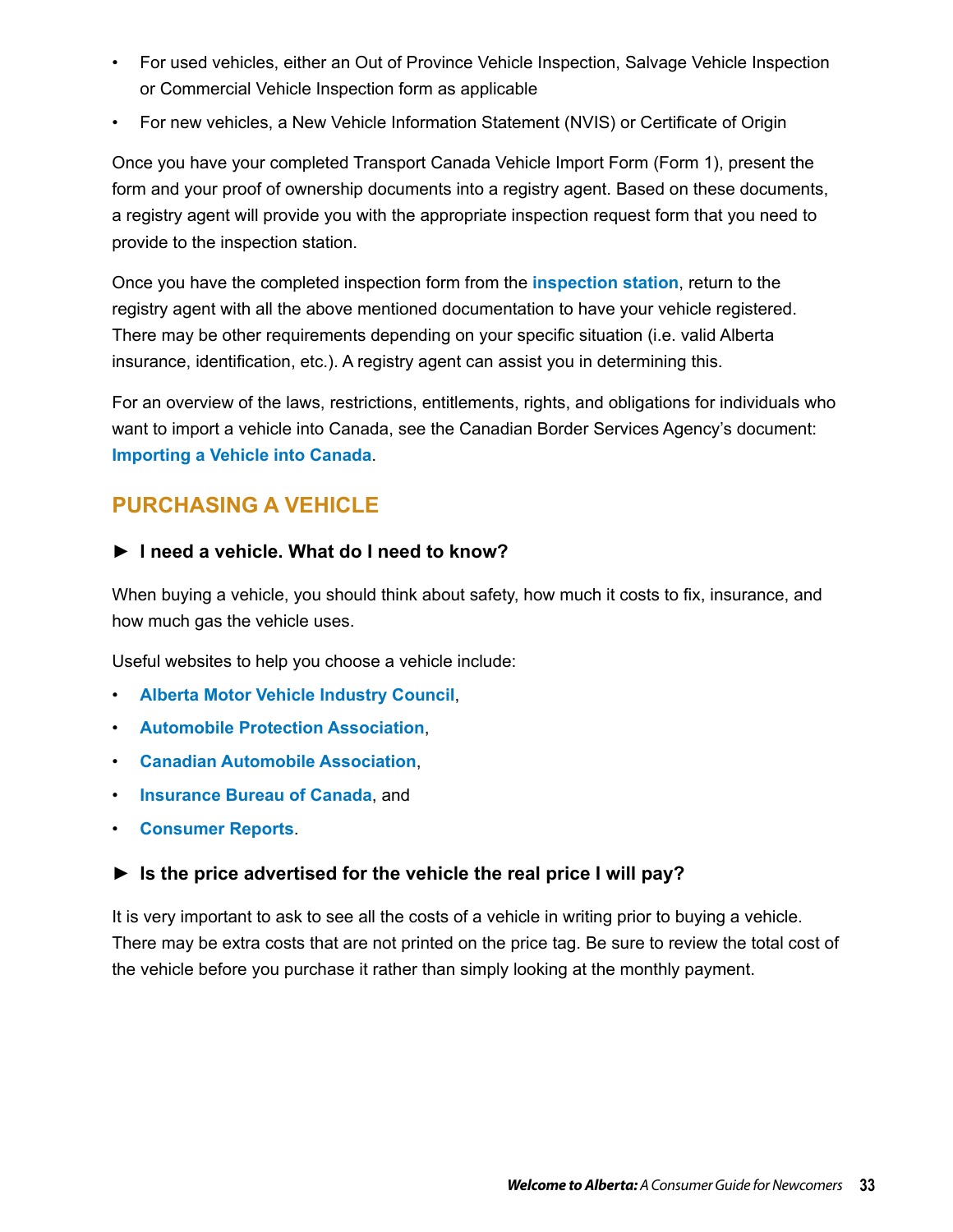- For used vehicles, either an Out of Province Vehicle Inspection, Salvage Vehicle Inspection or Commercial Vehicle Inspection form as applicable
- For new vehicles, a New Vehicle Information Statement (NVIS) or Certificate of Origin

Once you have your completed Transport Canada Vehicle Import Form (Form 1), present the form and your proof of ownership documents into a registry agent. Based on these documents, a registry agent will provide you with the appropriate inspection request form that you need to provide to the inspection station.

Once you have the completed inspection form from the **inspection station**, return to the registry agent with all the above mentioned documentation to have your vehicle registered. There may be other requirements depending on your specific situation (i.e. valid Alberta insurance, identification, etc.). A registry agent can assist you in determining this.

For an overview of the laws, restrictions, entitlements, rights, and obligations for individuals who want to import a vehicle into Canada, see the Canadian Border Services Agency's document: **Importing a Vehicle into Canada**.

## PURCHASING A VEHICLE

### ► I need a vehicle. What do I need to know?

When buying a vehicle, you should think about safety, how much it costs to fix, insurance, and how much gas the vehicle uses.

Useful websites to help you choose a vehicle include:

- **Alberta Motor Vehicle Industry Council**,
- **Automobile Protection Association**,
- **Canadian Automobile Association**,
- **Insurance Bureau of Canada**, and
- **Consumer Reports**.

### ► Is the price advertised for the vehicle the real price I will pay?

It is very important to ask to see all the costs of a vehicle in writing prior to buying a vehicle. There may be extra costs that are not printed on the price tag. Be sure to review the total cost of the vehicle before you purchase it rather than simply looking at the monthly payment.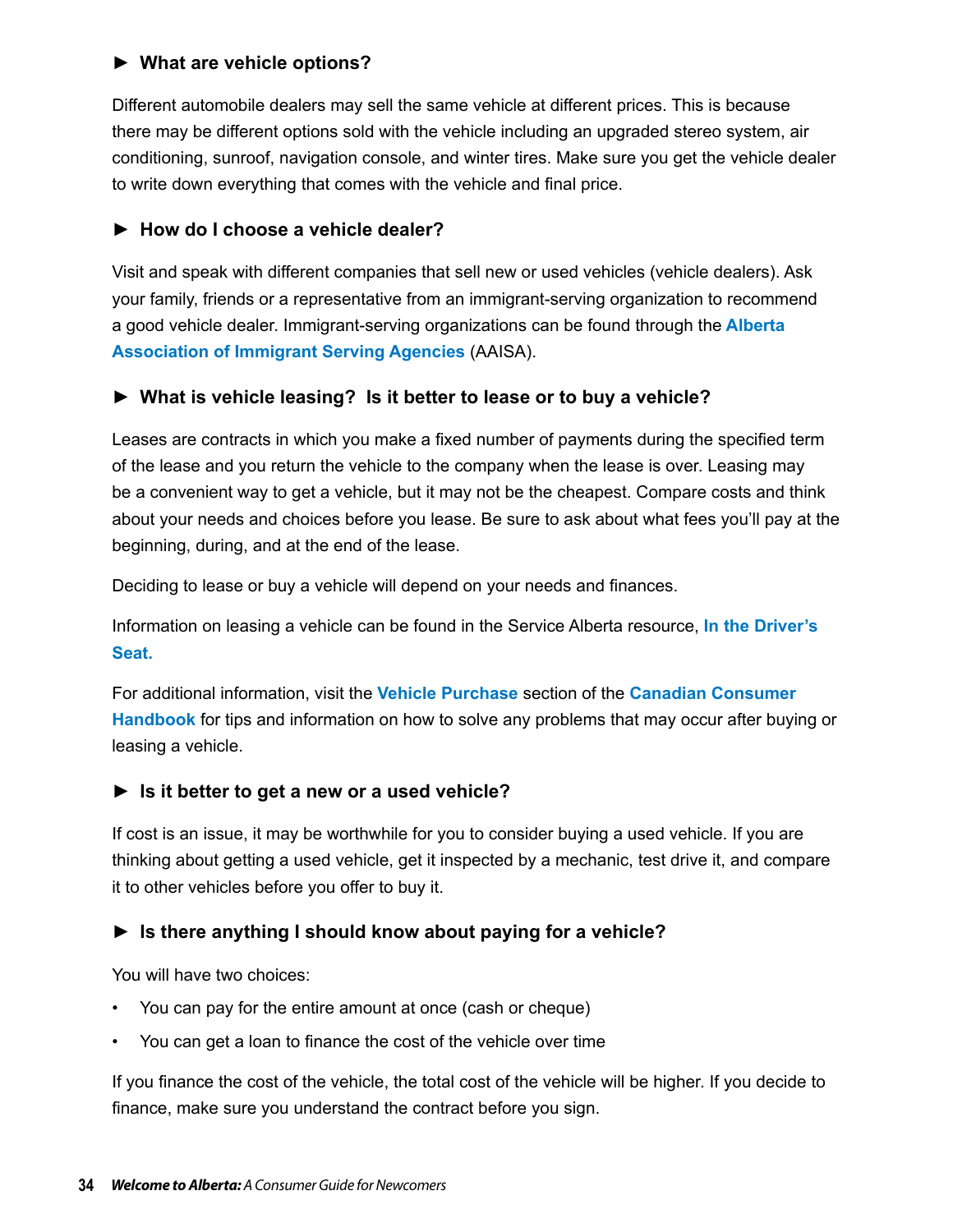### ► What are vehicle options?

Different automobile dealers may sell the same vehicle at different prices. This is because there may be different options sold with the vehicle including an upgraded stereo system, air conditioning, sunroof, navigation console, and winter tires. Make sure you get the vehicle dealer to write down everything that comes with the vehicle and final price.

### ► How do I choose a vehicle dealer?

Visit and speak with different companies that sell new or used vehicles (vehicle dealers). Ask your family, friends or a representative from an immigrant-serving organization to recommend a good vehicle dealer. Immigrant-serving organizations can be found through the **Alberta Association of Immigrant Serving Agencies** (AAISA).

### ► What is vehicle leasing? Is it better to lease or to buy a vehicle?

Leases are contracts in which you make a fixed number of payments during the specified term of the lease and you return the vehicle to the company when the lease is over. Leasing may be a convenient way to get a vehicle, but it may not be the cheapest. Compare costs and think about your needs and choices before you lease. Be sure to ask about what fees you'll pay at the beginning, during, and at the end of the lease.

Deciding to lease or buy a vehicle will depend on your needs and finances.

Information on leasing a vehicle can be found in the Service Alberta resource, **In the Driver's Seat.**

For additional information, visit the **Vehicle Purchase** section of the **Canadian Consumer Handbook** for tips and information on how to solve any problems that may occur after buying or leasing a vehicle.

### ► Is it better to get a new or a used vehicle?

If cost is an issue, it may be worthwhile for you to consider buying a used vehicle. If you are thinking about getting a used vehicle, get it inspected by a mechanic, test drive it, and compare it to other vehicles before you offer to buy it.

### ► Is there anything I should know about paying for a vehicle?

You will have two choices:

- You can pay for the entire amount at once (cash or cheque)
- You can get a loan to finance the cost of the vehicle over time

If you finance the cost of the vehicle, the total cost of the vehicle will be higher. If you decide to finance, make sure you understand the contract before you sign.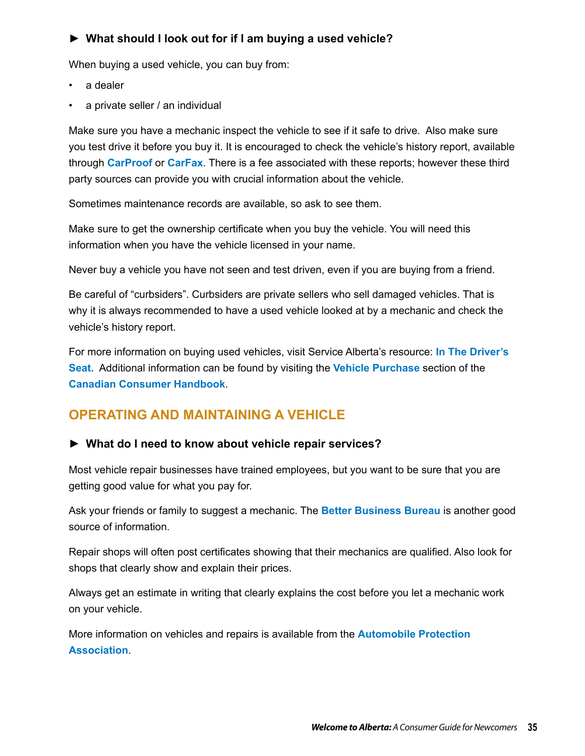### ► What should I look out for if I am buying a used vehicle?

When buying a used vehicle, you can buy from:

- a dealer
- a private seller / an individual

Make sure you have a mechanic inspect the vehicle to see if it safe to drive. Also make sure you test drive it before you buy it. It is encouraged to check the vehicle's history report, available through **CarProof** or **CarFax**. There is a fee associated with these reports; however these third party sources can provide you with crucial information about the vehicle.

Sometimes maintenance records are available, so ask to see them.

Make sure to get the ownership certificate when you buy the vehicle. You will need this information when you have the vehicle licensed in your name.

Never buy a vehicle you have not seen and test driven, even if you are buying from a friend.

Be careful of "curbsiders". Curbsiders are private sellers who sell damaged vehicles. That is why it is always recommended to have a used vehicle looked at by a mechanic and check the vehicle's history report.

For more information on buying used vehicles, visit Service Alberta's resource: **In The Driver's Seat.** Additional information can be found by visiting the **Vehicle Purchase** section of the **Canadian Consumer Handbook**.

## OPERATING AND MAINTAINING A VEHICLE

### ► What do I need to know about vehicle repair services?

Most vehicle repair businesses have trained employees, but you want to be sure that you are getting good value for what you pay for.

Ask your friends or family to suggest a mechanic. The **Better Business Bureau** is another good source of information.

Repair shops will often post certificates showing that their mechanics are qualified. Also look for shops that clearly show and explain their prices.

Always get an estimate in writing that clearly explains the cost before you let a mechanic work on your vehicle.

More information on vehicles and repairs is available from the **Automobile Protection Association**.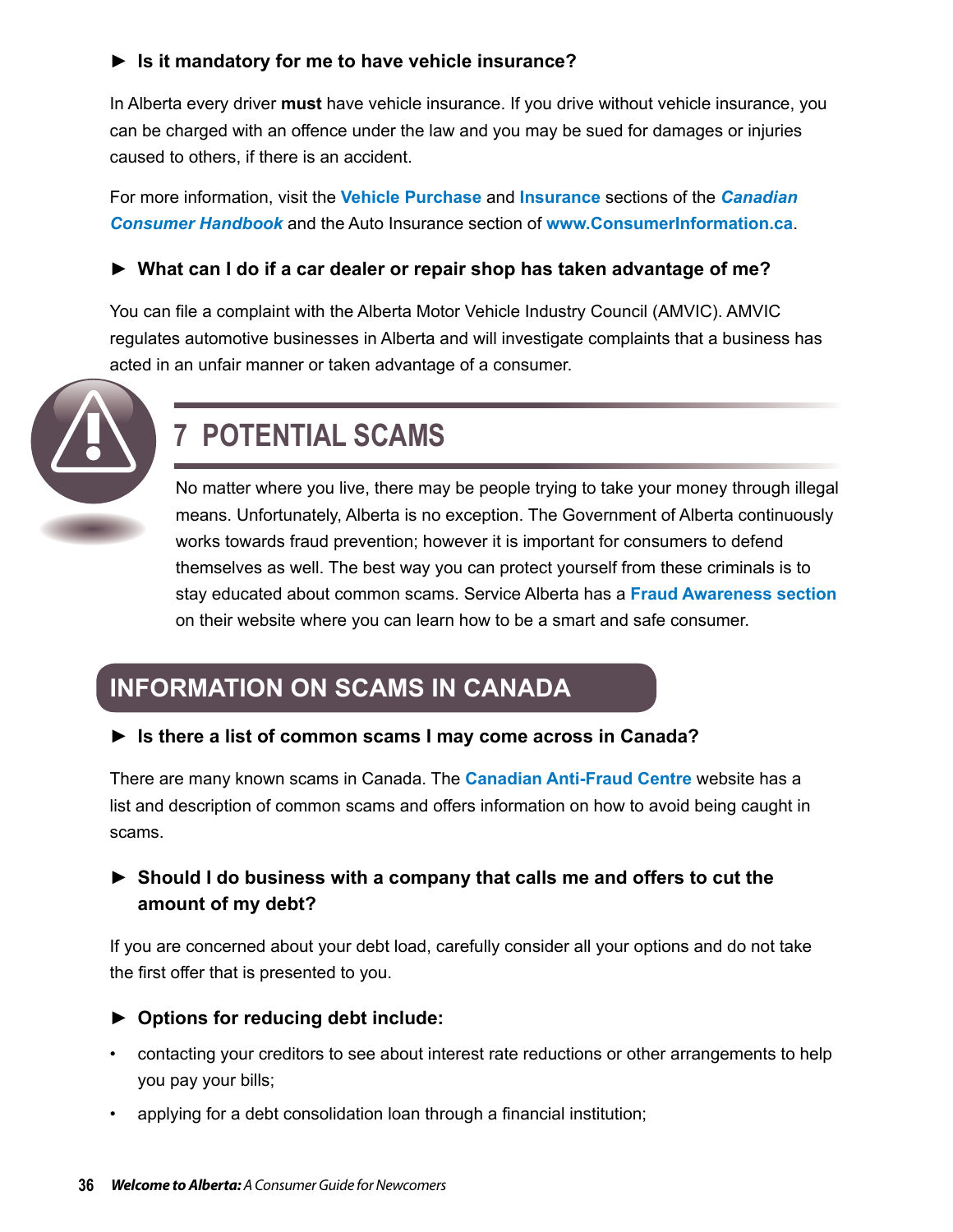### ► Is it mandatory for me to have vehicle insurance?

In Alberta every driver **must** have vehicle insurance. If you drive without vehicle insurance, you can be charged with an offence under the law and you may be sued for damages or injuries caused to others, if there is an accident.

For more information, visit the **Vehicle Purchase** and **Insurance** sections of the ***Canadian Consumer Handbook*** and the Auto Insurance section of **www.ConsumerInformation.ca**.

### ► What can I do if a car dealer or repair shop has taken advantage of me?

You can file a complaint with the Alberta Motor Vehicle Industry Council (AMVIC). AMVIC regulates automotive businesses in Alberta and will investigate complaints that a business has acted in an unfair manner or taken advantage of a consumer.

# 7 POTENTIAL SCAMS

No matter where you live, there may be people trying to take your money through illegal means. Unfortunately, Alberta is no exception. The Government of Alberta continuously works towards fraud prevention; however it is important for consumers to defend themselves as well. The best way you can protect yourself from these criminals is to stay educated about common scams. Service Alberta has a **Fraud Awareness section** on their website where you can learn how to be a smart and safe consumer.

## INFORMATION ON SCAMS IN CANADA

### ► Is there a list of common scams I may come across in Canada?

There are many known scams in Canada. The **Canadian Anti-Fraud Centre** website has a list and description of common scams and offers information on how to avoid being caught in scams.

### ► Should I do business with a company that calls me and offers to cut the amount of my debt?

If you are concerned about your debt load, carefully consider all your options and do not take the first offer that is presented to you.

### ► Options for reducing debt include:

- contacting your creditors to see about interest rate reductions or other arrangements to help you pay your bills;
- applying for a debt consolidation loan through a financial institution;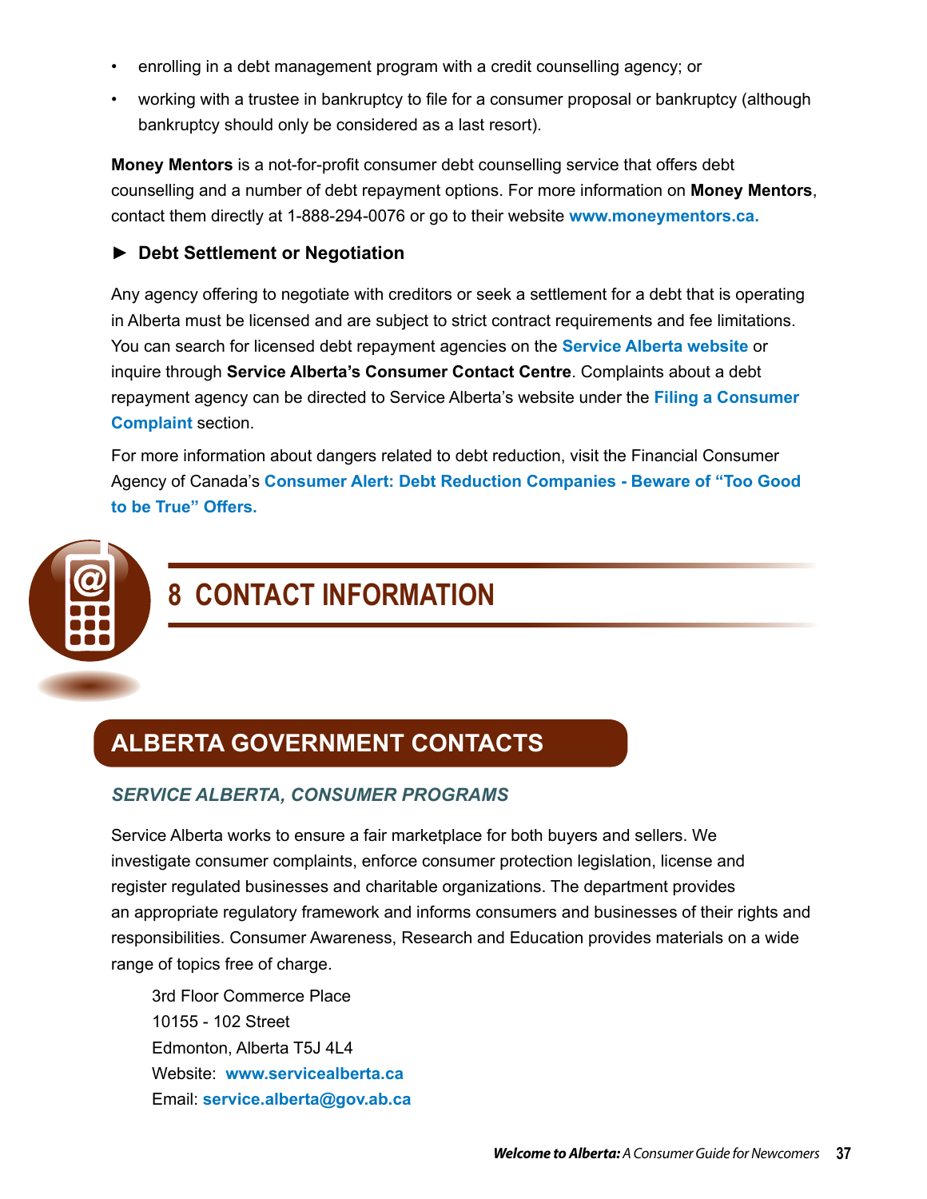- enrolling in a debt management program with a credit counselling agency; or
- working with a trustee in bankruptcy to file for a consumer proposal or bankruptcy (although bankruptcy should only be considered as a last resort).

**Money Mentors** is a not-for-profit consumer debt counselling service that offers debt counselling and a number of debt repayment options. For more information on **Money Mentors**, contact them directly at 1-888-294-0076 or go to their website **www.moneymentors.ca.**

### ► Debt Settlement or Negotiation

Any agency offering to negotiate with creditors or seek a settlement for a debt that is operating in Alberta must be licensed and are subject to strict contract requirements and fee limitations. You can search for licensed debt repayment agencies on the **Service Alberta website** or inquire through **Service Alberta's Consumer Contact Centre**. Complaints about a debt repayment agency can be directed to Service Alberta's website under the **Filing a Consumer Complaint** section.

For more information about dangers related to debt reduction, visit the Financial Consumer Agency of Canada's **Consumer Alert: Debt Reduction Companies - Beware of "Too Good to be True" Offers.**

# 8 CONTACT INFORMATION

## ALBERTA GOVERNMENT CONTACTS

### *SERVICE ALBERTA, CONSUMER PROGRAMS*

Service Alberta works to ensure a fair marketplace for both buyers and sellers. We investigate consumer complaints, enforce consumer protection legislation, license and register regulated businesses and charitable organizations. The department provides an appropriate regulatory framework and informs consumers and businesses of their rights and responsibilities. Consumer Awareness, Research and Education provides materials on a wide range of topics free of charge.

3rd Floor Commerce Place
10155 - 102 Street
Edmonton, Alberta T5J 4L4
Website: **www.servicealberta.ca**
Email: **service.alberta@gov.ab.ca**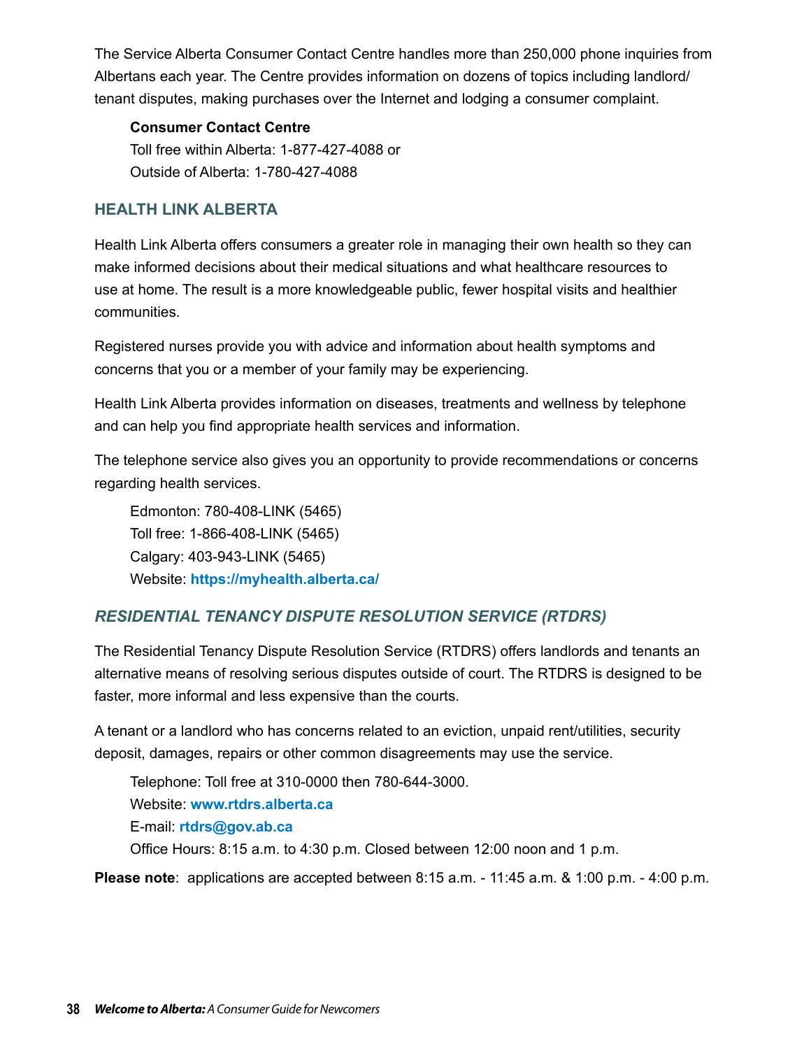The Service Alberta Consumer Contact Centre handles more than 250,000 phone inquiries from Albertans each year. The Centre provides information on dozens of topics including landlord/tenant disputes, making purchases over the Internet and lodging a consumer complaint.

**Consumer Contact Centre**
Toll free within Alberta: 1-877-427-4088 or
Outside of Alberta: 1-780-427-4088

## HEALTH LINK ALBERTA

Health Link Alberta offers consumers a greater role in managing their own health so they can make informed decisions about their medical situations and what healthcare resources to use at home. The result is a more knowledgeable public, fewer hospital visits and healthier communities.

Registered nurses provide you with advice and information about health symptoms and concerns that you or a member of your family may be experiencing.

Health Link Alberta provides information on diseases, treatments and wellness by telephone and can help you find appropriate health services and information.

The telephone service also gives you an opportunity to provide recommendations or concerns regarding health services.

Edmonton: 780-408-LINK (5465)
Toll free: 1-866-408-LINK (5465)
Calgary: 403-943-LINK (5465)
Website: **https://myhealth.alberta.ca/**

## *RESIDENTIAL TENANCY DISPUTE RESOLUTION SERVICE (RTDRS)*

The Residential Tenancy Dispute Resolution Service (RTDRS) offers landlords and tenants an alternative means of resolving serious disputes outside of court. The RTDRS is designed to be faster, more informal and less expensive than the courts.

A tenant or a landlord who has concerns related to an eviction, unpaid rent/utilities, security deposit, damages, repairs or other common disagreements may use the service.

Telephone: Toll free at 310-0000 then 780-644-3000.
Website: **www.rtdrs.alberta.ca**
E-mail: **rtdrs@gov.ab.ca**
Office Hours: 8:15 a.m. to 4:30 p.m. Closed between 12:00 noon and 1 p.m.

**Please note**: applications are accepted between 8:15 a.m. - 11:45 a.m. & 1:00 p.m. - 4:00 p.m.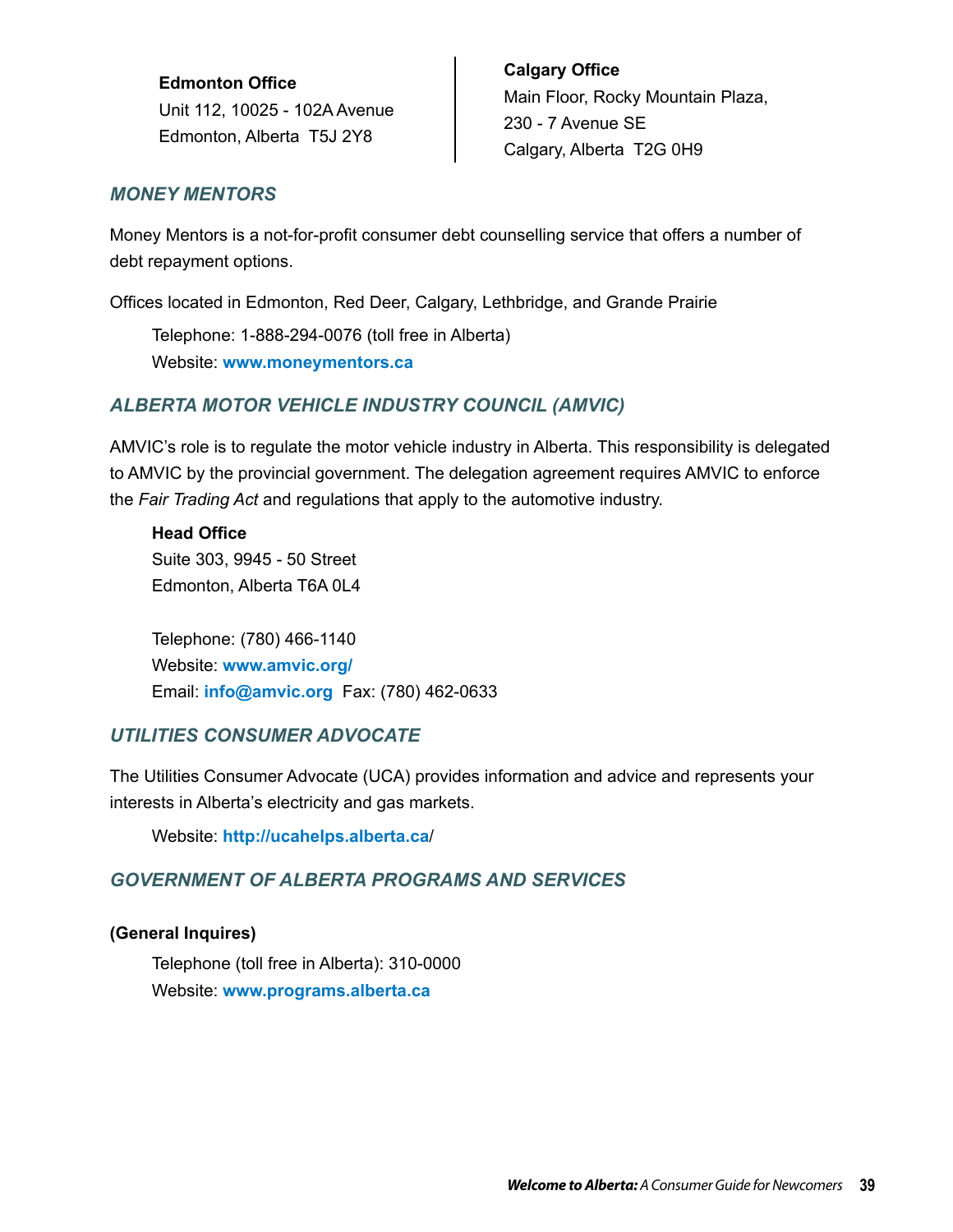**Edmonton Office**
Unit 112, 10025 - 102A Avenue
Edmonton, Alberta  T5J 2Y8

**Calgary Office**
Main Floor, Rocky Mountain Plaza,
230 - 7 Avenue SE
Calgary, Alberta  T2G 0H9

### *MONEY MENTORS*

Money Mentors is a not-for-profit consumer debt counselling service that offers a number of debt repayment options.

Offices located in Edmonton, Red Deer, Calgary, Lethbridge, and Grande Prairie

Telephone: 1-888-294-0076 (toll free in Alberta)
Website: **www.moneymentors.ca**

### *ALBERTA MOTOR VEHICLE INDUSTRY COUNCIL (AMVIC)*

AMVIC's role is to regulate the motor vehicle industry in Alberta. This responsibility is delegated to AMVIC by the provincial government. The delegation agreement requires AMVIC to enforce the *Fair Trading Act* and regulations that apply to the automotive industry.

**Head Office**
Suite 303, 9945 - 50 Street
Edmonton, Alberta T6A 0L4

Telephone: (780) 466-1140
Website: **www.amvic.org/**
Email: **info@amvic.org**  Fax: (780) 462-0633

### *UTILITIES CONSUMER ADVOCATE*

The Utilities Consumer Advocate (UCA) provides information and advice and represents your interests in Alberta's electricity and gas markets.

Website: **http://ucahelps.alberta.ca**/

### *GOVERNMENT OF ALBERTA PROGRAMS AND SERVICES*

**(General Inquires)**

Telephone (toll free in Alberta): 310-0000
Website: **www.programs.alberta.ca**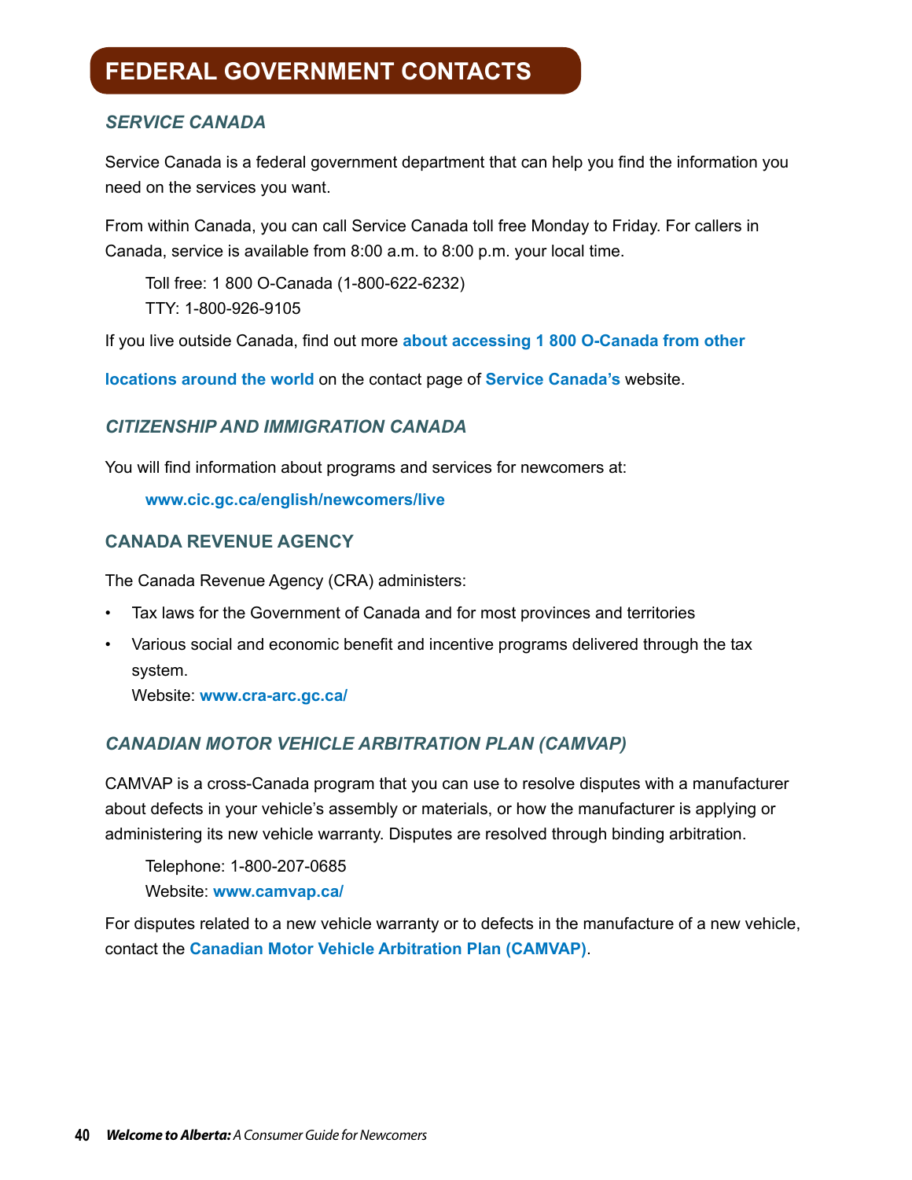# FEDERAL GOVERNMENT CONTACTS

### *SERVICE CANADA*

Service Canada is a federal government department that can help you find the information you need on the services you want.

From within Canada, you can call Service Canada toll free Monday to Friday. For callers in Canada, service is available from 8:00 a.m. to 8:00 p.m. your local time.

Toll free: 1 800 O-Canada (1-800-622-6232)
TTY: 1-800-926-9105

If you live outside Canada, find out more **about accessing 1 800 O-Canada from other locations around the world** on the contact page of **Service Canada's** website.

### *CITIZENSHIP AND IMMIGRATION CANADA*

You will find information about programs and services for newcomers at:

**www.cic.gc.ca/english/newcomers/live**

### CANADA REVENUE AGENCY

The Canada Revenue Agency (CRA) administers:

- Tax laws for the Government of Canada and for most provinces and territories
- Various social and economic benefit and incentive programs delivered through the tax system.
  Website: **www.cra-arc.gc.ca/**

### *CANADIAN MOTOR VEHICLE ARBITRATION PLAN (CAMVAP)*

CAMVAP is a cross-Canada program that you can use to resolve disputes with a manufacturer about defects in your vehicle's assembly or materials, or how the manufacturer is applying or administering its new vehicle warranty. Disputes are resolved through binding arbitration.

Telephone: 1-800-207-0685
Website: **www.camvap.ca/**

For disputes related to a new vehicle warranty or to defects in the manufacture of a new vehicle, contact the **Canadian Motor Vehicle Arbitration Plan (CAMVAP)**.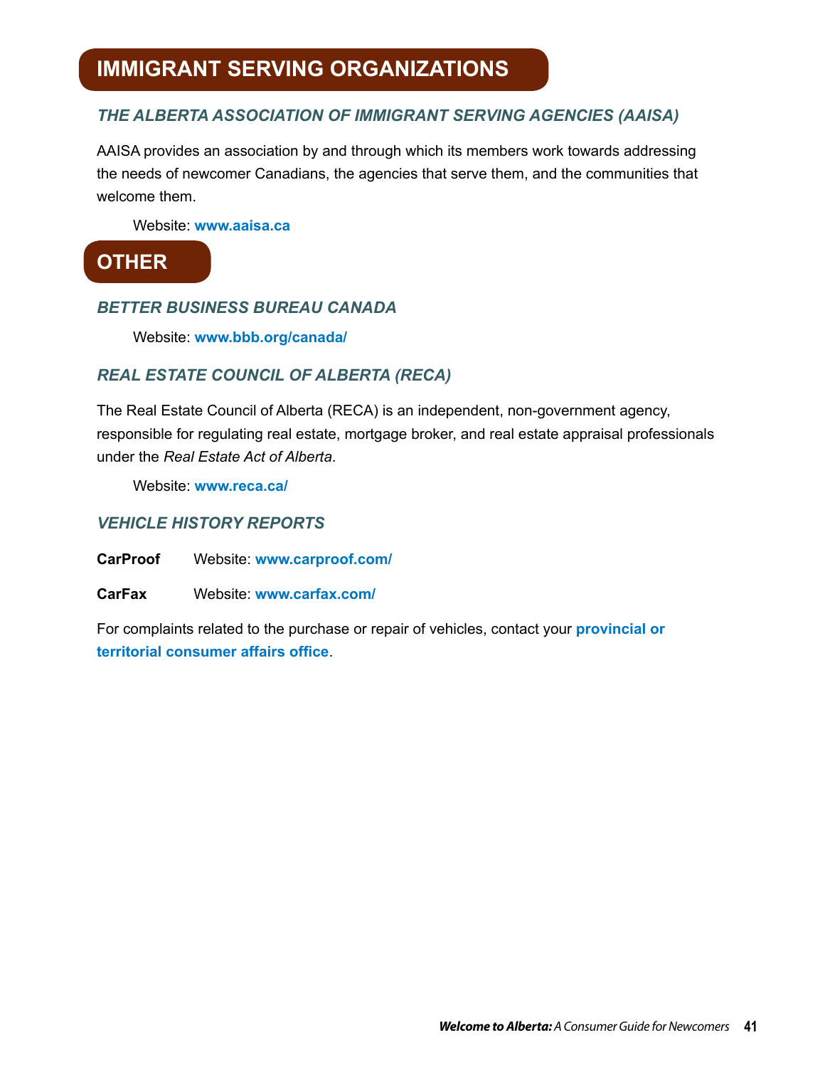## IMMIGRANT SERVING ORGANIZATIONS

### *THE ALBERTA ASSOCIATION OF IMMIGRANT SERVING AGENCIES (AAISA)*

AAISA provides an association by and through which its members work towards addressing the needs of newcomer Canadians, the agencies that serve them, and the communities that welcome them.

Website: **www.aaisa.ca**

## OTHER

### *BETTER BUSINESS BUREAU CANADA*

Website: **www.bbb.org/canada/**

### *REAL ESTATE COUNCIL OF ALBERTA (RECA)*

The Real Estate Council of Alberta (RECA) is an independent, non-government agency, responsible for regulating real estate, mortgage broker, and real estate appraisal professionals under the *Real Estate Act of Alberta*.

Website: **www.reca.ca/**

### *VEHICLE HISTORY REPORTS*

**CarProof** Website: **www.carproof.com/**

**CarFax** Website: **www.carfax.com/**

For complaints related to the purchase or repair of vehicles, contact your **provincial or territorial consumer affairs office**.